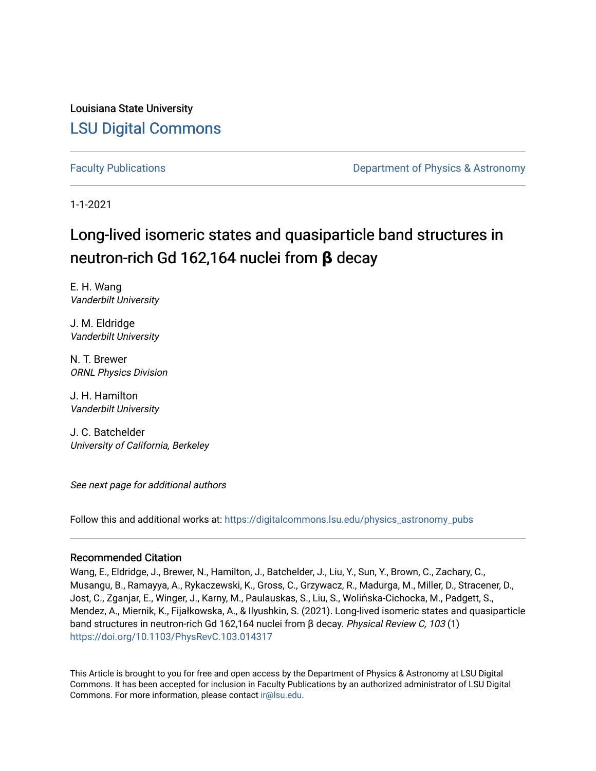Louisiana State University

# LSU Digital Commons

Faculty Publications

Department of Physics & Astronomy

1-1-2021

# Long-lived isomeric states and quasiparticle band structures in neutron-rich Gd 162,164 nuclei from **β** decay

E. H. Wang
*Vanderbilt University*

J. M. Eldridge
*Vanderbilt University*

N. T. Brewer
*ORNL Physics Division*

J. H. Hamilton
*Vanderbilt University*

J. C. Batchelder
*University of California, Berkeley*

*See next page for additional authors*

Follow this and additional works at: https://digitalcommons.lsu.edu/physics_astronomy_pubs

### Recommended Citation

Wang, E., Eldridge, J., Brewer, N., Hamilton, J., Batchelder, J., Liu, Y., Sun, Y., Brown, C., Zachary, C., Musangu, B., Ramayya, A., Rykaczewski, K., Gross, C., Grzywacz, R., Madurga, M., Miller, D., Stracener, D., Jost, C., Zganjar, E., Winger, J., Karny, M., Paulauskas, S., Liu, S., Wolińska-Cichocka, M., Padgett, S., Mendez, A., Miernik, K., Fijałkowska, A., & Ilyushkin, S. (2021). Long-lived isomeric states and quasiparticle band structures in neutron-rich Gd 162,164 nuclei from β decay. *Physical Review C, 103* (1)
https://doi.org/10.1103/PhysRevC.103.014317

This Article is brought to you for free and open access by the Department of Physics & Astronomy at LSU Digital Commons. It has been accepted for inclusion in Faculty Publications by an authorized administrator of LSU Digital Commons. For more information, please contact ir@lsu.edu.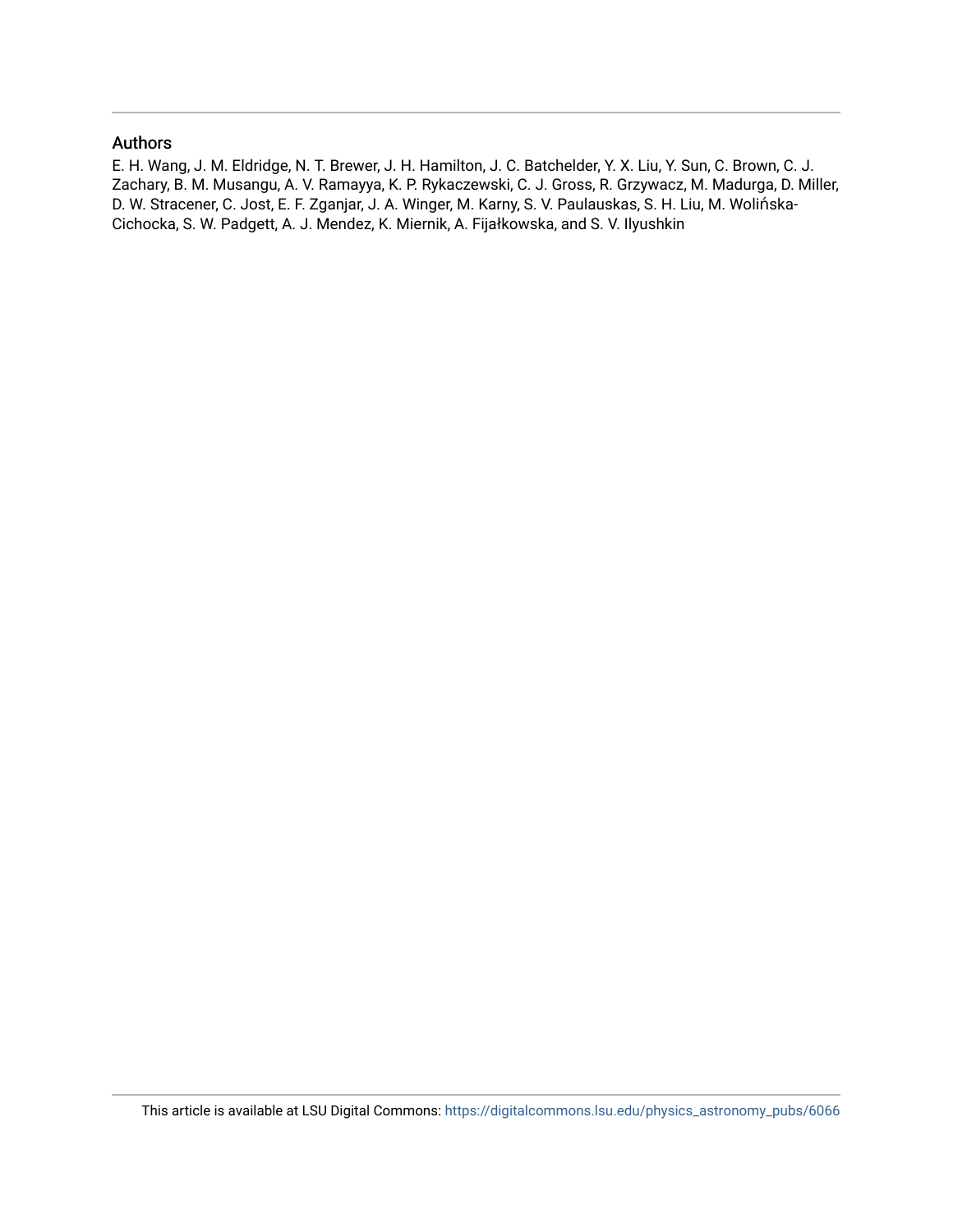## Authors

E. H. Wang, J. M. Eldridge, N. T. Brewer, J. H. Hamilton, J. C. Batchelder, Y. X. Liu, Y. Sun, C. Brown, C. J. Zachary, B. M. Musangu, A. V. Ramayya, K. P. Rykaczewski, C. J. Gross, R. Grzywacz, M. Madurga, D. Miller, D. W. Stracener, C. Jost, E. F. Zganjar, J. A. Winger, M. Karny, S. V. Paulauskas, S. H. Liu, M. Wolińska-Cichocka, S. W. Padgett, A. J. Mendez, K. Miernik, A. Fijałkowska, and S. V. Ilyushkin

This article is available at LSU Digital Commons: https://digitalcommons.lsu.edu/physics_astronomy_pubs/6066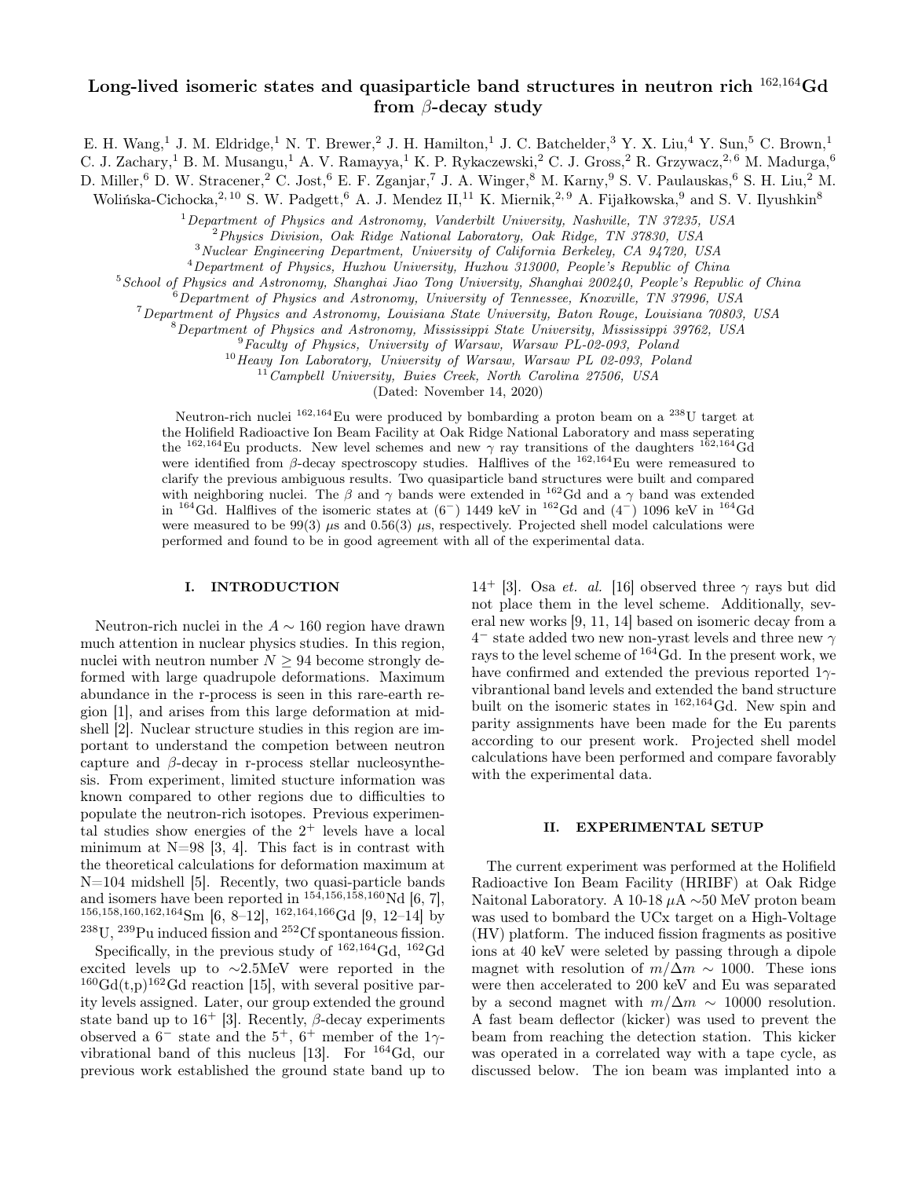# Long-lived isomeric states and quasiparticle band structures in neutron rich $^{162,164}$Gd from $\beta$-decay study

E. H. Wang,[1] J. M. Eldridge,[1] N. T. Brewer,[2] J. H. Hamilton,[1] J. C. Batchelder,[3] Y. X. Liu,[4] Y. Sun,[5] C. Brown,[1] C. J. Zachary,[1] B. M. Musangu,[1] A. V. Ramayya,[1] K. P. Rykaczewski,[2] C. J. Gross,[2] R. Grzywacz,[2,6] M. Madurga,[6] D. Miller,[6] D. W. Stracener,[2] C. Jost,[6] E. F. Zganjar,[7] J. A. Winger,[8] M. Karny,[9] S. V. Paulauskas,[6] S. H. Liu,[2] M. Wolińska-Cichocka,[2,10] S. W. Padgett,[6] A. J. Mendez II,[11] K. Miernik,[2,9] A. Fijałkowska,[9] and S. V. Ilyushkin[8]

[1] *Department of Physics and Astronomy, Vanderbilt University, Nashville, TN 37235, USA*
[2] *Physics Division, Oak Ridge National Laboratory, Oak Ridge, TN 37830, USA*
[3] *Nuclear Engineering Department, University of California Berkeley, CA 94720, USA*
[4] *Department of Physics, Huzhou University, Huzhou 313000, People's Republic of China*
[5] *School of Physics and Astronomy, Shanghai Jiao Tong University, Shanghai 200240, People's Republic of China*
[6] *Department of Physics and Astronomy, University of Tennessee, Knoxville, TN 37996, USA*
[7] *Department of Physics and Astronomy, Louisiana State University, Baton Rouge, Louisiana 70803, USA*
[8] *Department of Physics and Astronomy, Mississippi State University, Mississippi 39762, USA*
[9] *Faculty of Physics, University of Warsaw, Warsaw PL-02-093, Poland*
[10] *Heavy Ion Laboratory, University of Warsaw, Warsaw PL 02-093, Poland*
[11] *Campbell University, Buies Creek, North Carolina 27506, USA*

(Dated: November 14, 2020)

Neutron-rich nuclei $^{162,164}$Eu were produced by bombarding a proton beam on a $^{238}$U target at the Holifield Radioactive Ion Beam Facility at Oak Ridge National Laboratory and mass seperating the $^{162,164}$Eu products. New level schemes and new $\gamma$ ray transitions of the daughters $^{162,164}$Gd were identified from $\beta$-decay spectroscopy studies. Halflives of the $^{162,164}$Eu were remeasured to clarify the previous ambiguous results. Two quasiparticle band structures were built and compared with neighboring nuclei. The $\beta$ and $\gamma$ bands were extended in $^{162}$Gd and a $\gamma$ band was extended in $^{164}$Gd. Halflives of the isomeric states at $(6^-)$ 1449 keV in $^{162}$Gd and $(4^-)$ 1096 keV in $^{164}$Gd were measured to be 99(3) $\mu$s and 0.56(3) $\mu$s, respectively. Projected shell model calculations were performed and found to be in good agreement with all of the experimental data.

## I. INTRODUCTION

Neutron-rich nuclei in the $A \sim 160$ region have drawn much attention in nuclear physics studies. In this region, nuclei with neutron number $N \geq 94$ become strongly deformed with large quadrupole deformations. Maximum abundance in the r-process is seen in this rare-earth region [1], and arises from this large deformation at midshell [2]. Nuclear structure studies in this region are important to understand the competion between neutron capture and $\beta$-decay in r-process stellar nucleosynthesis. From experiment, limited stucture information was known compared to other regions due to difficulties to populate the neutron-rich isotopes. Previous experimental studies show energies of the $2^+$ levels have a local minimum at N=98 [3, 4]. This fact is in contrast with the theoretical calculations for deformation maximum at N=104 midshell [5]. Recently, two quasi-particle bands and isomers have been reported in $^{154,156,158,160}$Nd [6, 7], $^{156,158,160,162,164}$Sm [6, 8–12], $^{162,164,166}$Gd [9, 12–14] by $^{238}$U, $^{239}$Pu induced fission and $^{252}$Cf spontaneous fission.

Specifically, in the previous study of $^{162,164}$Gd, $^{162}$Gd excited levels up to $\sim$2.5MeV were reported in the $^{160}$Gd(t,p)$^{162}$Gd reaction [15], with several positive parity levels assigned. Later, our group extended the ground state band up to $16^+$ [3]. Recently, $\beta$-decay experiments observed a $6^-$ state and the $5^+$, $6^+$ member of the $1\gamma$-vibrational band of this nucleus [13]. For $^{164}$Gd, our previous work established the ground state band up to $14^+$ [3]. Osa *et. al.* [16] observed three $\gamma$ rays but did not place them in the level scheme. Additionally, several new works [9, 11, 14] based on isomeric decay from a $4^-$ state added two new non-yrast levels and three new $\gamma$ rays to the level scheme of $^{164}$Gd. In the present work, we have confirmed and extended the previous reported $1\gamma$-vibrantional band levels and extended the band structure built on the isomeric states in $^{162,164}$Gd. New spin and parity assignments have been made for the Eu parents according to our present work. Projected shell model calculations have been performed and compare favorably with the experimental data.

## II. EXPERIMENTAL SETUP

The current experiment was performed at the Holifield Radioactive Ion Beam Facility (HRIBF) at Oak Ridge Naitonal Laboratory. A 10-18 $\mu$A $\sim$50 MeV proton beam was used to bombard the UCx target on a High-Voltage (HV) platform. The induced fission fragments as positive ions at 40 keV were seleted by passing through a dipole magnet with resolution of $m/\Delta m \sim 1000$. These ions were then accelerated to 200 keV and Eu was separated by a second magnet with $m/\Delta m \sim 10000$ resolution. A fast beam deflector (kicker) was used to prevent the beam from reaching the detection station. This kicker was operated in a correlated way with a tape cycle, as discussed below. The ion beam was implanted into a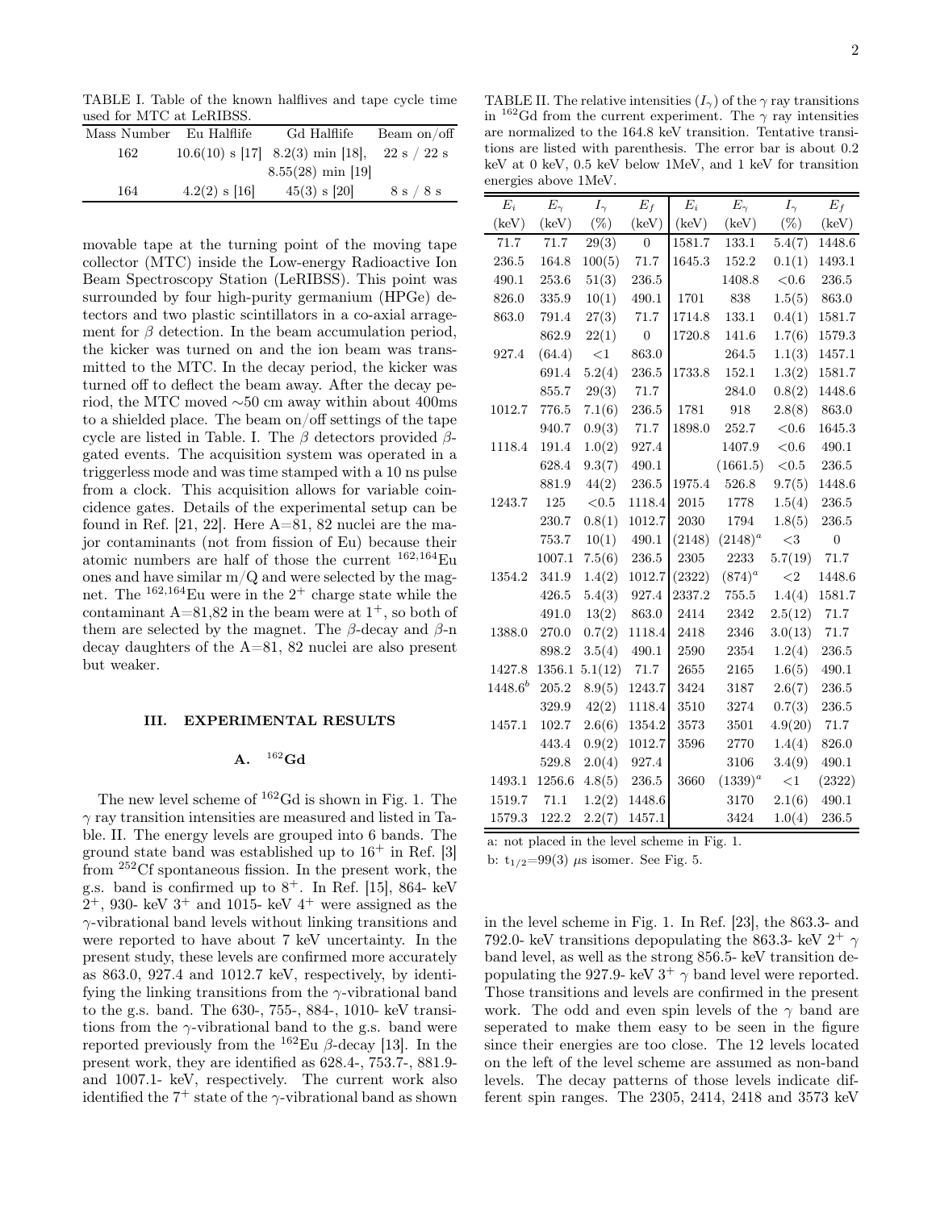TABLE I. Table of the known halflives and tape cycle time used for MTC at LeRIBSS.

| Mass Number | Eu Halflife | Gd Halflife | Beam on/off |
|---|---|---|---|
| 162 | 10.6(10) s [17] | 8.2(3) min [18], | 22 s / 22 s |
| | | 8.55(28) min [19] | |
| 164 | 4.2(2) s [16] | 45(3) s [20] | 8 s / 8 s |

movable tape at the turning point of the moving tape collector (MTC) inside the Low-energy Radioactive Ion Beam Spectroscopy Station (LeRIBSS). This point was surrounded by four high-purity germanium (HPGe) detectors and two plastic scintillators in a co-axial arragement for $\beta$ detection. In the beam accumulation period, the kicker was turned on and the ion beam was transmitted to the MTC. In the decay period, the kicker was turned off to deflect the beam away. After the decay period, the MTC moved ~50 cm away within about 400ms to a shielded place. The beam on/off settings of the tape cycle are listed in Table. I. The $\beta$ detectors provided $\beta$-gated events. The acquisition system was operated in a triggerless mode and was time stamped with a 10 ns pulse from a clock. This acquisition allows for variable coincidence gates. Details of the experimental setup can be found in Ref. [21, 22]. Here A=81, 82 nuclei are the major contaminants (not from fission of Eu) because their atomic numbers are half of those the current $^{162,164}$Eu ones and have similar m/Q and were selected by the magnet. The $^{162,164}$Eu were in the $2^+$ charge state while the contaminant A=81,82 in the beam were at $1^+$, so both of them are selected by the magnet. The $\beta$-decay and $\beta$-n decay daughters of the A=81, 82 nuclei are also present but weaker.

## III. EXPERIMENTAL RESULTS

### A. $^{162}$Gd

The new level scheme of $^{162}$Gd is shown in Fig. 1. The $\gamma$ ray transition intensities are measured and listed in Table. II. The energy levels are grouped into 6 bands. The ground state band was established up to $16^+$ in Ref. [3] from $^{252}$Cf spontaneous fission. In the present work, the g.s. band is confirmed up to $8^+$. In Ref. [15], 864- keV $2^+$, 930- keV $3^+$ and 1015- keV $4^+$ were assigned as the $\gamma$-vibrational band levels without linking transitions and were reported to have about 7 keV uncertainty. In the present study, these levels are confirmed more accurately as 863.0, 927.4 and 1012.7 keV, respectively, by identifying the linking transitions from the $\gamma$-vibrational band to the g.s. band. The 630-, 755-, 884-, 1010- keV transitions from the $\gamma$-vibrational band to the g.s. band were reported previously from the $^{162}$Eu $\beta$-decay [13]. In the present work, they are identified as 628.4-, 753.7-, 881.9- and 1007.1- keV, respectively. The current work also identified the $7^+$ state of the $\gamma$-vibrational band as shown in the level scheme in Fig. 1. In Ref. [23], the 863.3- and 792.0- keV transitions depopulating the 863.3- keV $2^+$ $\gamma$ band level, as well as the strong 856.5- keV transition depopulating the 927.9- keV $3^+$ $\gamma$ band level were reported. Those transitions and levels are confirmed in the present work. The odd and even spin levels of the $\gamma$ band are seperated to make them easy to be seen in the figure since their energies are too close. The 12 levels located on the left of the level scheme are assumed as non-band levels. The decay patterns of those levels indicate different spin ranges. The 2305, 2414, 2418 and 3573 keV

TABLE II. The relative intensities ($I_\gamma$) of the $\gamma$ ray transitions in $^{162}$Gd from the current experiment. The $\gamma$ ray intensities are normalized to the 164.8 keV transition. Tentative transitions are listed with parenthesis. The error bar is about 0.2 keV at 0 keV, 0.5 keV below 1MeV, and 1 keV for transition energies above 1MeV.

| $E_i$ (keV) | $E_\gamma$ (keV) | $I_\gamma$ (%) | $E_f$ (keV) | $E_i$ (keV) | $E_\gamma$ (keV) | $I_\gamma$ (%) | $E_f$ (keV) |
|---|---|---|---|---|---|---|---|
| 71.7 | 71.7 | 29(3) | 0 | 1581.7 | 133.1 | 5.4(7) | 1448.6 |
| 236.5 | 164.8 | 100(5) | 71.7 | 1645.3 | 152.2 | 0.1(1) | 1493.1 |
| 490.1 | 253.6 | 51(3) | 236.5 | | 1408.8 | <0.6 | 236.5 |
| 826.0 | 335.9 | 10(1) | 490.1 | 1701 | 838 | 1.5(5) | 863.0 |
| 863.0 | 791.4 | 27(3) | 71.7 | 1714.8 | 133.1 | 0.4(1) | 1581.7 |
| | 862.9 | 22(1) | 0 | 1720.8 | 141.6 | 1.7(6) | 1579.3 |
| 927.4 | (64.4) | <1 | 863.0 | | 264.5 | 1.1(3) | 1457.1 |
| | 691.4 | 5.2(4) | 236.5 | 1733.8 | 152.1 | 1.3(2) | 1581.7 |
| | 855.7 | 29(3) | 71.7 | | 284.0 | 0.8(2) | 1448.6 |
| 1012.7 | 776.5 | 7.1(6) | 236.5 | 1781 | 918 | 2.8(8) | 863.0 |
| | 940.7 | 0.9(3) | 71.7 | 1898.0 | 252.7 | <0.6 | 1645.3 |
| 1118.4 | 191.4 | 1.0(2) | 927.4 | | 1407.9 | <0.6 | 490.1 |
| | 628.4 | 9.3(7) | 490.1 | | (1661.5) | <0.5 | 236.5 |
| | 881.9 | 44(2) | 236.5 | 1975.4 | 526.8 | 9.7(5) | 1448.6 |
| 1243.7 | 125 | <0.5 | 1118.4 | 2015 | 1778 | 1.5(4) | 236.5 |
| | 230.7 | 0.8(1) | 1012.7 | 2030 | 1794 | 1.8(5) | 236.5 |
| | 753.7 | 10(1) | 490.1 | (2148) | $(2148)^a$ | <3 | 0 |
| | 1007.1 | 7.5(6) | 236.5 | 2305 | 2233 | 5.7(19) | 71.7 |
| 1354.2 | 341.9 | 1.4(2) | 1012.7 | (2322) | $(874)^a$ | <2 | 1448.6 |
| | 426.5 | 5.4(3) | 927.4 | 2337.2 | 755.5 | 1.4(4) | 1581.7 |
| | 491.0 | 13(2) | 863.0 | 2414 | 2342 | 2.5(12) | 71.7 |
| 1388.0 | 270.0 | 0.7(2) | 1118.4 | 2418 | 2346 | 3.0(13) | 71.7 |
| | 898.2 | 3.5(4) | 490.1 | 2590 | 2354 | 1.2(4) | 236.5 |
| 1427.8 | 1356.1 | 5.1(12) | 71.7 | 2655 | 2165 | 1.6(5) | 490.1 |
| $1448.6^b$ | 205.2 | 8.9(5) | 1243.7 | 3424 | 3187 | 2.6(7) | 236.5 |
| | 329.9 | 42(2) | 1118.4 | 3510 | 3274 | 0.7(3) | 236.5 |
| 1457.1 | 102.7 | 2.6(6) | 1354.2 | 3573 | 3501 | 4.9(20) | 71.7 |
| | 443.4 | 0.9(2) | 1012.7 | 3596 | 2770 | 1.4(4) | 826.0 |
| | 529.8 | 2.0(4) | 927.4 | | 3106 | 3.4(9) | 490.1 |
| 1493.1 | 1256.6 | 4.8(5) | 236.5 | 3660 | $(1339)^a$ | <1 | (2322) |
| 1519.7 | 71.1 | 1.2(2) | 1448.6 | | 3170 | 2.1(6) | 490.1 |
| 1579.3 | 122.2 | 2.2(7) | 1457.1 | | 3424 | 1.0(4) | 236.5 |

a: not placed in the level scheme in Fig. 1.

b: $t_{1/2}$=99(3) $\mu$s isomer. See Fig. 5.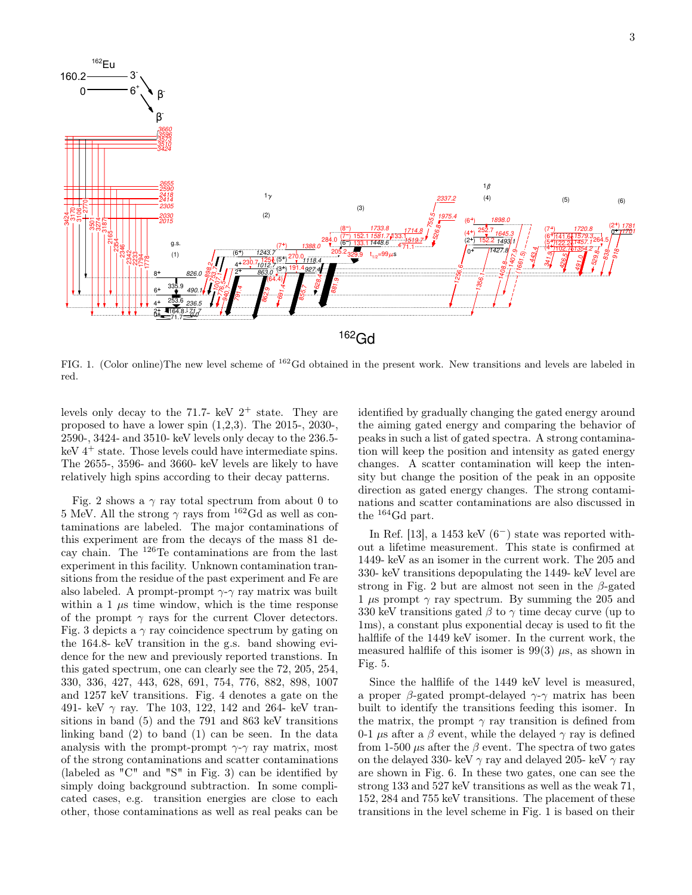FIG. 1. (Color online)The new level scheme of $^{162}$Gd obtained in the present work. New transitions and levels are labeled in red.

levels only decay to the 71.7- keV $2^+$ state. They are proposed to have a lower spin (1,2,3). The 2015-, 2030-, 2590-, 3424- and 3510- keV levels only decay to the 236.5-keV $4^+$ state. Those levels could have intermediate spins. The 2655-, 3596- and 3660- keV levels are likely to have relatively high spins according to their decay patterns.

Fig. 2 shows a $\gamma$ ray total spectrum from about 0 to 5 MeV. All the strong $\gamma$ rays from $^{162}$Gd as well as contaminations are labeled. The major contaminations of this experiment are from the decays of the mass 81 decay chain. The $^{126}$Te contaminations are from the last experiment in this facility. Unknown contamination transitions from the residue of the past experiment and Fe are also labeled. A prompt-prompt $\gamma$-$\gamma$ ray matrix was built within a 1 $\mu$s time window, which is the time response of the prompt $\gamma$ rays for the current Clover detectors. Fig. 3 depicts a $\gamma$ ray coincidence spectrum by gating on the 164.8- keV transition in the g.s. band showing evidence for the new and previously reported transtions. In this gated spectrum, one can clearly see the 72, 205, 254, 330, 336, 427, 443, 628, 691, 754, 776, 882, 898, 1007 and 1257 keV transitions. Fig. 4 denotes a gate on the 491- keV $\gamma$ ray. The 103, 122, 142 and 264- keV transitions in band (5) and the 791 and 863 keV transitions linking band (2) to band (1) can be seen. In the data analysis with the prompt-prompt $\gamma$-$\gamma$ ray matrix, most of the strong contaminations and scatter contaminations (labeled as "C" and "S" in Fig. 3) can be identified by simply doing background subtraction. In some complicated cases, e.g. transition energies are close to each other, those contaminations as well as real peaks can be identified by gradually changing the gated energy around the aiming gated energy and comparing the behavior of peaks in such a list of gated spectra. A strong contamination will keep the position and intensity as gated energy changes. A scatter contamination will keep the intensity but change the position of the peak in an opposite direction as gated energy changes. The strong contaminations and scatter contaminations are also discussed in the $^{164}$Gd part.

In Ref. [13], a 1453 keV ($6^-$) state was reported without a lifetime measurement. This state is confirmed at 1449- keV as an isomer in the current work. The 205 and 330- keV transitions depopulating the 1449- keV level are strong in Fig. 2 but are almost not seen in the $\beta$-gated 1 $\mu$s prompt $\gamma$ ray spectrum. By summing the 205 and 330 keV transitions gated $\beta$ to $\gamma$ time decay curve (up to 1ms), a constant plus exponential decay is used to fit the halflife of the 1449 keV isomer. In the current work, the measured halflife of this isomer is 99(3) $\mu$s, as shown in Fig. 5.

Since the halflife of the 1449 keV level is measured, a proper $\beta$-gated prompt-delayed $\gamma$-$\gamma$ matrix has been built to identify the transitions feeding this isomer. In the matrix, the prompt $\gamma$ ray transition is defined from 0-1 $\mu$s after a $\beta$ event, while the delayed $\gamma$ ray is defined from 1-500 $\mu$s after the $\beta$ event. The spectra of two gates on the delayed 330- keV $\gamma$ ray and delayed 205- keV $\gamma$ ray are shown in Fig. 6. In these two gates, one can see the strong 133 and 527 keV transitions as well as the weak 71, 152, 284 and 755 keV transitions. The placement of these transitions in the level scheme in Fig. 1 is based on their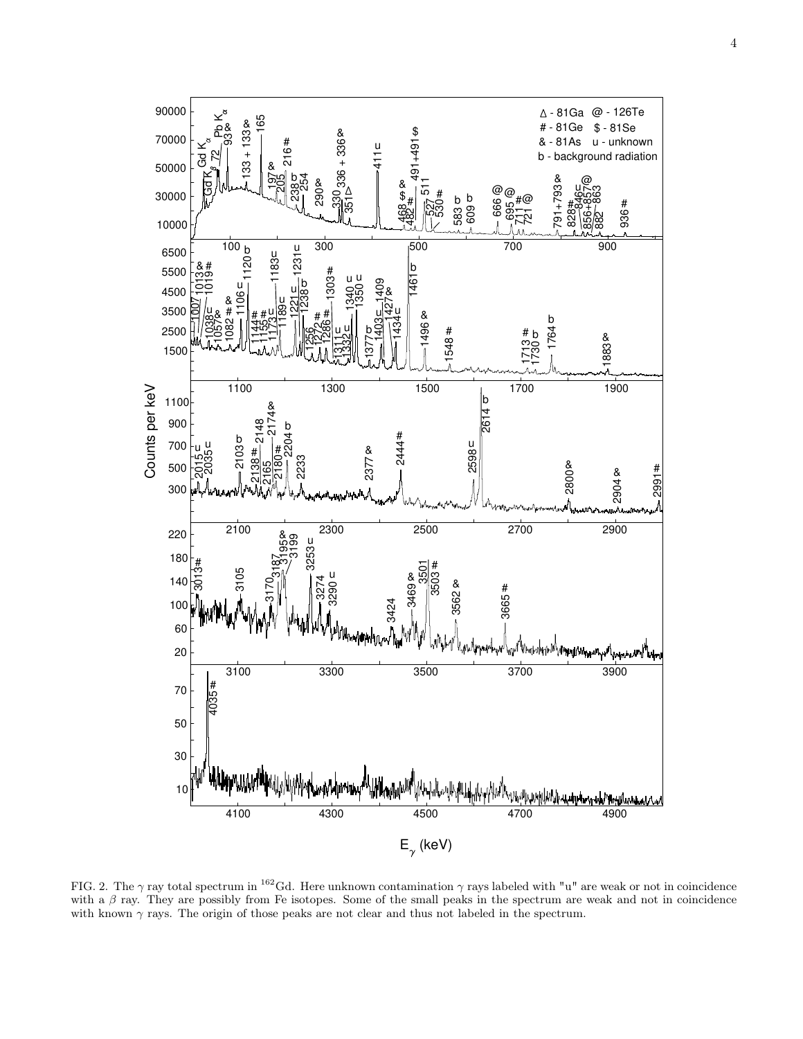FIG. 2. The $\gamma$ ray total spectrum in $^{162}$Gd. Here unknown contamination $\gamma$ rays labeled with "u" are weak or not in coincidence with a $\beta$ ray. They are possibly from Fe isotopes. Some of the small peaks in the spectrum are weak and not in coincidence with known $\gamma$ rays. The origin of those peaks are not clear and thus not labeled in the spectrum.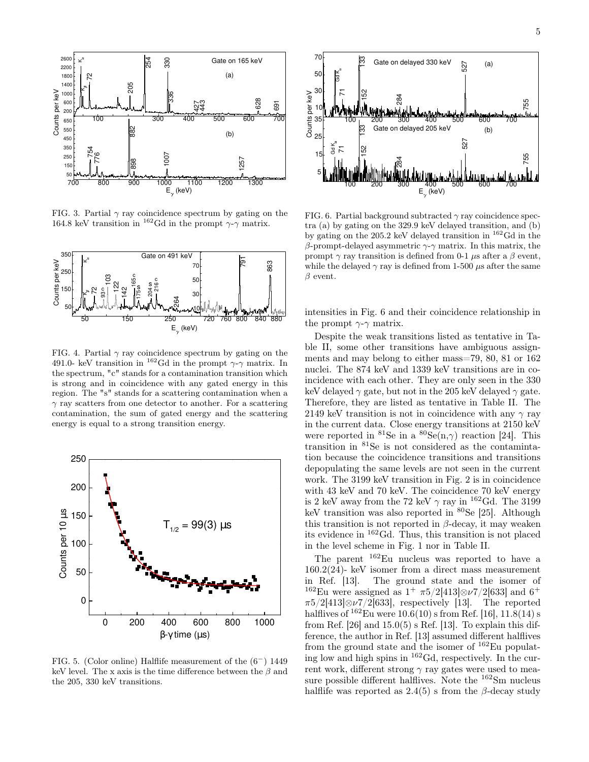FIG. 3. Partial $\gamma$ ray coincidence spectrum by gating on the 164.8 keV transition in $^{162}$Gd in the prompt $\gamma$-$\gamma$ matrix.

FIG. 4. Partial $\gamma$ ray coincidence spectrum by gating on the 491.0- keV transition in $^{162}$Gd in the prompt $\gamma$-$\gamma$ matrix. In the spectrum, "c" stands for a contamination transition which is strong and in coincidence with any gated energy in this region. The "s" stands for a scattering contamination when a $\gamma$ ray scatters from one detector to another. For a scattering contamination, the sum of gated energy and the scattering energy is equal to a strong transition energy.

FIG. 5. (Color online) Halflife measurement of the $(6^-)$ 1449 keV level. The x axis is the time difference between the $\beta$ and the 205, 330 keV transitions.

FIG. 6. Partial background subtracted $\gamma$ ray coincidence spectra (a) by gating on the 329.9 keV delayed transition, and (b) by gating on the 205.2 keV delayed transition in $^{162}$Gd in the $\beta$-prompt-delayed asymmetric $\gamma$-$\gamma$ matrix. In this matrix, the prompt $\gamma$ ray transition is defined from 0-1 $\mu$s after a $\beta$ event, while the delayed $\gamma$ ray is defined from 1-500 $\mu$s after the same $\beta$ event.

intensities in Fig. 6 and their coincidence relationship in the prompt $\gamma$-$\gamma$ matrix.

Despite the weak transitions listed as tentative in Table II, some other transitions have ambiguous assignments and may belong to either mass=79, 80, 81 or 162 nuclei. The 874 keV and 1339 keV transitions are in coincidence with each other. They are only seen in the 330 keV delayed $\gamma$ gate, but not in the 205 keV delayed $\gamma$ gate. Therefore, they are listed as tentative in Table II. The 2149 keV transition is not in coincidence with any $\gamma$ ray in the current data. Close energy transitions at 2150 keV were reported in $^{81}$Se in a $^{80}$Se(n,$\gamma$) reaction [24]. This transition in $^{81}$Se is not considered as the contamintation because the coincidence transitions and transitions depopulating the same levels are not seen in the current work. The 3199 keV transition in Fig. 2 is in coincidence with 43 keV and 70 keV. The coincidence 70 keV energy is 2 keV away from the 72 keV $\gamma$ ray in $^{162}$Gd. The 3199 keV transition was also reported in $^{80}$Se [25]. Although this transition is not reported in $\beta$-decay, it may weaken its evidence in $^{162}$Gd. Thus, this transition is not placed in the level scheme in Fig. 1 nor in Table II.

The parent $^{162}$Eu nucleus was reported to have a 160.2(24)- keV isomer from a direct mass measurement in Ref. [13]. The ground state and the isomer of $^{162}$Eu were assigned as $1^+$ $\pi5/2[413]\otimes\nu7/2[633]$ and $6^+$ $\pi5/2[413]\otimes\nu7/2[633]$, respectively [13]. The reported halflives of $^{162}$Eu were 10.6(10) s from Ref. [16], 11.8(14) s from Ref. [26] and 15.0(5) s Ref. [13]. To explain this difference, the author in Ref. [13] assumed different halflives from the ground state and the isomer of $^{162}$Eu populating low and high spins in $^{162}$Gd, respectively. In the current work, different strong $\gamma$ ray gates were used to measure possible different halflives. Note the $^{162}$Sm nucleus halflife was reported as 2.4(5) s from the $\beta$-decay study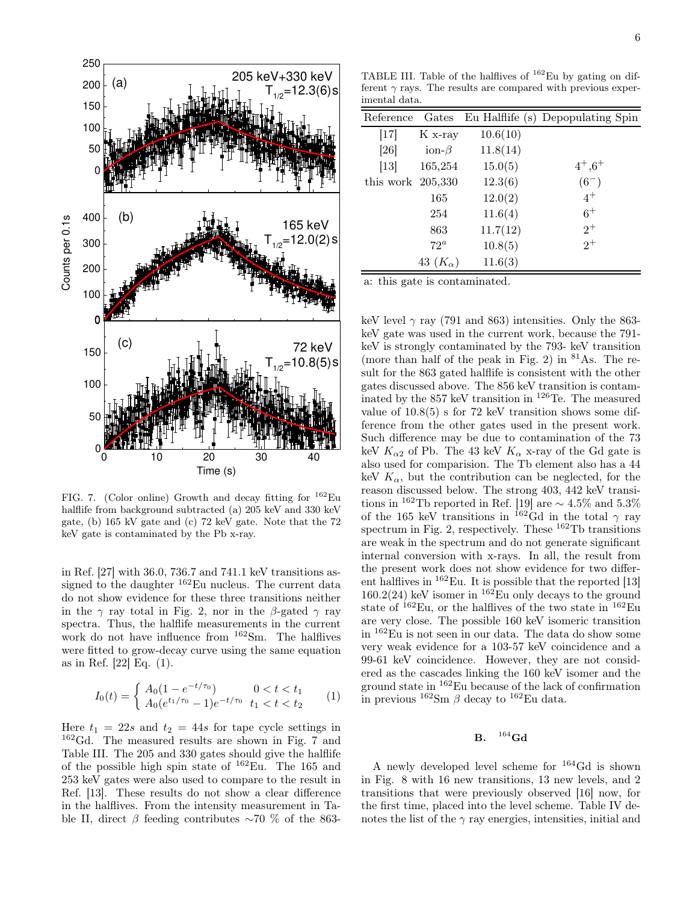FIG. 7. (Color online) Growth and decay fitting for $^{162}$Eu halflife from background subtracted (a) 205 keV and 330 keV gate, (b) 165 kV gate and (c) 72 keV gate. Note that the 72 keV gate is contaminated by the Pb x-ray.

in Ref. [27] with 36.0, 736.7 and 741.1 keV transitions assigned to the daughter $^{162}$Eu nucleus. The current data do not show evidence for these three transitions neither in the $\gamma$ ray total in Fig. 2, nor in the $\beta$-gated $\gamma$ ray spectra. Thus, the halflife measurements in the current work do not have influence from $^{162}$Sm. The halflives were fitted to grow-decay curve using the same equation as in Ref. [22] Eq. (1).

$$I_0(t) = \begin{cases} A_0(1 - e^{-t/\tau_0}) & 0 < t < t_1 \\ A_0(e^{t_1/\tau_0} - 1)e^{-t/\tau_0} & t_1 < t < t_2 \end{cases} \quad (1)$$

Here $t_1 = 22s$ and $t_2 = 44s$ for tape cycle settings in $^{162}$Gd. The measured results are shown in Fig. 7 and Table III. The 205 and 330 gates should give the halflife of the possible high spin state of $^{162}$Eu. The 165 and 253 keV gates were also used to compare to the result in Ref. [13]. These results do not show a clear difference in the halflives. From the intensity measurement in Table II, direct $\beta$ feeding contributes ~70 % of the 863-keV level $\gamma$ ray (791 and 863) intensities. Only the 863-keV gate was used in the current work, because the 791-keV is strongly contaminated by the 793- keV transition (more than half of the peak in Fig. 2) in $^{81}$As. The result for the 863 gated halflife is consistent with the other gates discussed above. The 856 keV transition is contaminated by the 857 keV transition in $^{126}$Te. The measured value of 10.8(5) s for 72 keV transition shows some difference from the other gates used in the present work. Such difference may be due to contamination of the 73 keV $K_{\alpha 2}$ of Pb. The 43 keV $K_\alpha$ x-ray of the Gd gate is also used for comparision. The Tb element also has a 44 keV $K_\alpha$, but the contribution can be neglected, for the reason discussed below. The strong 403, 442 keV transitions in $^{162}$Tb reported in Ref. [19] are ~ 4.5% and 5.3% of the 165 keV transitions in $^{162}$Gd in the total $\gamma$ ray spectrum in Fig. 2, respectively. These $^{162}$Tb transitions are weak in the spectrum and do not generate significant internal conversion with x-rays. In all, the result from the present work does not show evidence for two different halflives in $^{162}$Eu. It is possible that the reported [13] 160.2(24) keV isomer in $^{162}$Eu only decays to the ground state of $^{162}$Eu, or the halflives of the two state in $^{162}$Eu are very close. The possible 160 keV isomeric transition in $^{162}$Eu is not seen in our data. The data do show some very weak evidence for a 103-57 keV coincidence and a 99-61 keV coincidence. However, they are not considered as the cascades linking the 160 keV isomer and the ground state in $^{162}$Eu because of the lack of confirmation in previous $^{162}$Sm $\beta$ decay to $^{162}$Eu data.

TABLE III. Table of the halflives of $^{162}$Eu by gating on different $\gamma$ rays. The results are compared with previous experimental data.

| Reference | Gates | Eu Halflife (s) | Depopulating Spin |
|---|---|---|---|
| [17] | K x-ray | 10.6(10) | |
| [26] | ion-$\beta$ | 11.8(14) | |
| [13] | 165,254 | 15.0(5) | $4^+$,$6^+$ |
| this work | 205,330 | 12.3(6) | $(6^-)$ |
| | 165 | 12.0(2) | $4^+$ |
| | 254 | 11.6(4) | $6^+$ |
| | 863 | 11.7(12) | $2^+$ |
| | $72^a$ | 10.8(5) | $2^+$ |
| | 43 ($K_\alpha$) | 11.6(3) | |

a: this gate is contaminated.

### B. $^{164}$Gd

A newly developed level scheme for $^{164}$Gd is shown in Fig. 8 with 16 new transitions, 13 new levels, and 2 transitions that were previously observed [16] now, for the first time, placed into the level scheme. Table IV denotes the list of the $\gamma$ ray energies, intensities, initial and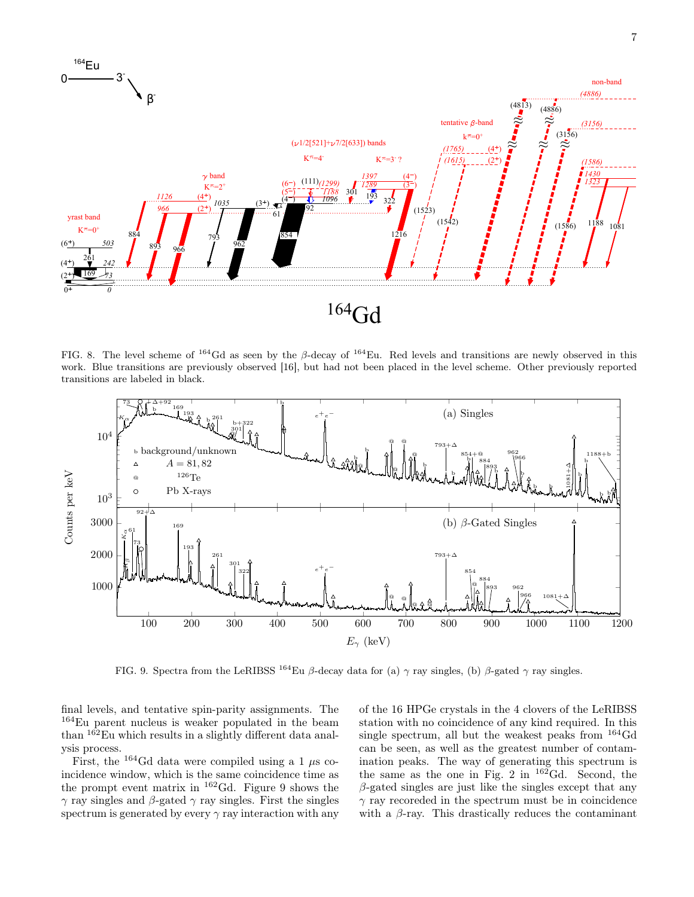FIG. 8. The level scheme of $^{164}$Gd as seen by the $\beta$-decay of $^{164}$Eu. Red levels and transitions are newly observed in this work. Blue transitions are previously observed [16], but had not been placed in the level scheme. Other previously reported transitions are labeled in black.

FIG. 9. Spectra from the LeRIBSS $^{164}$Eu $\beta$-decay data for (a) $\gamma$ ray singles, (b) $\beta$-gated $\gamma$ ray singles.

final levels, and tentative spin-parity assignments. The $^{164}$Eu parent nucleus is weaker populated in the beam than $^{162}$Eu which results in a slightly different data analysis process.

First, the $^{164}$Gd data were compiled using a 1 $\mu$s coincidence window, which is the same coincidence time as the prompt event matrix in $^{162}$Gd. Figure 9 shows the $\gamma$ ray singles and $\beta$-gated $\gamma$ ray singles. First the singles spectrum is generated by every $\gamma$ ray interaction with any of the 16 HPGe crystals in the 4 clovers of the LeRIBSS station with no coincidence of any kind required. In this single spectrum, all but the weakest peaks from $^{164}$Gd can be seen, as well as the greatest number of contamination peaks. The way of generating this spectrum is the same as the one in Fig. 2 in $^{162}$Gd. Second, the $\beta$-gated singles are just like the singles except that any $\gamma$ ray recoreded in the spectrum must be in coincidence with a $\beta$-ray. This drastically reduces the contaminant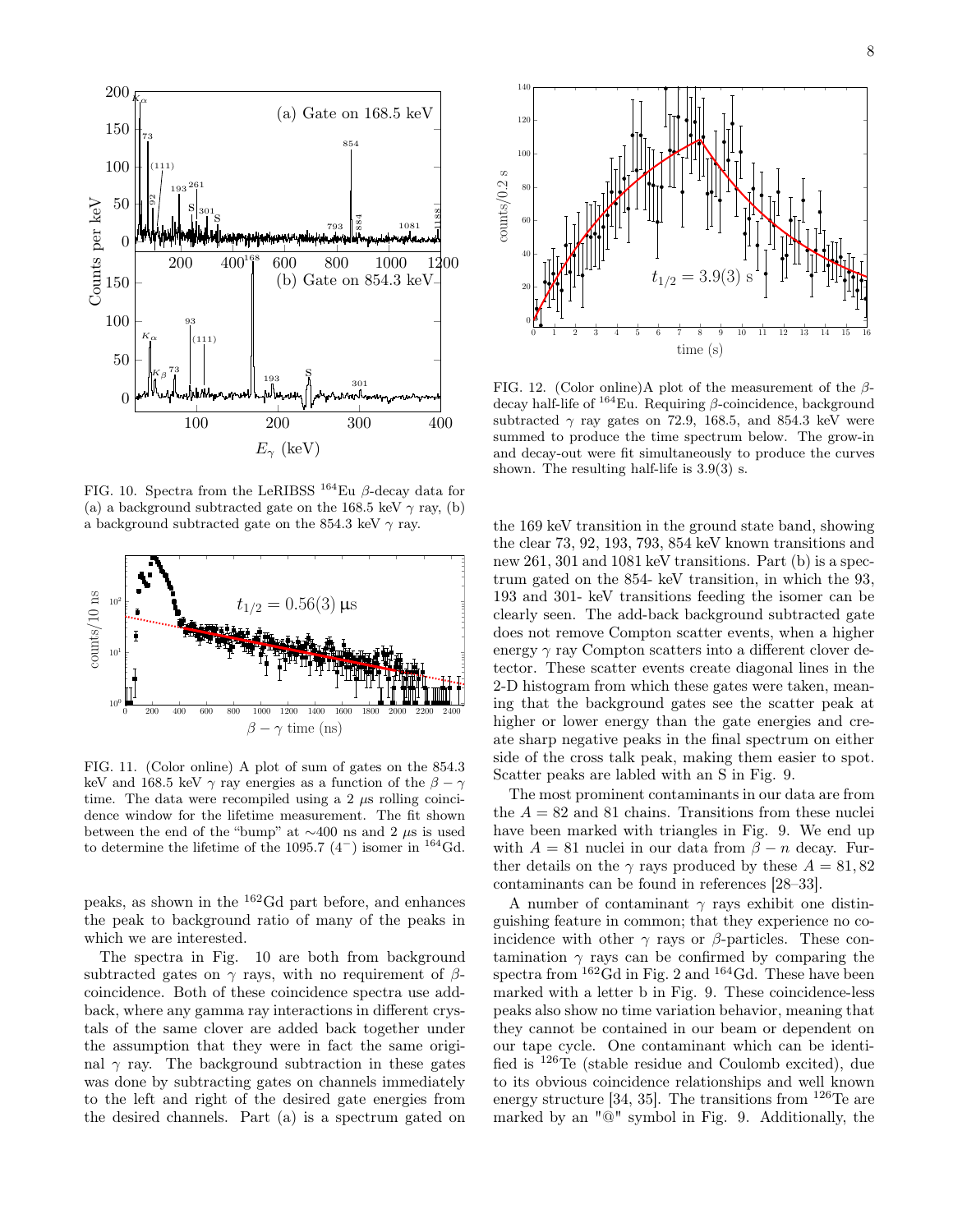FIG. 10. Spectra from the LeRIBSS $^{164}$Eu $\beta$-decay data for (a) a background subtracted gate on the 168.5 keV $\gamma$ ray, (b) a background subtracted gate on the 854.3 keV $\gamma$ ray.

FIG. 11. (Color online) A plot of sum of gates on the 854.3 keV and 168.5 keV $\gamma$ ray energies as a function of the $\beta - \gamma$ time. The data were recompiled using a 2 $\mu$s rolling coincidence window for the lifetime measurement. The fit shown between the end of the "bump" at ~400 ns and 2 $\mu$s is used to determine the lifetime of the 1095.7 ($4^-$) isomer in $^{164}$Gd.

peaks, as shown in the $^{162}$Gd part before, and enhances the peak to background ratio of many of the peaks in which we are interested.

The spectra in Fig. 10 are both from background subtracted gates on $\gamma$ rays, with no requirement of $\beta$-coincidence. Both of these coincidence spectra use add-back, where any gamma ray interactions in different crystals of the same clover are added back together under the assumption that they were in fact the same original $\gamma$ ray. The background subtraction in these gates was done by subtracting gates on channels immediately to the left and right of the desired gate energies from the desired channels. Part (a) is a spectrum gated on

FIG. 12. (Color online)A plot of the measurement of the $\beta$-decay half-life of $^{164}$Eu. Requiring $\beta$-coincidence, background subtracted $\gamma$ ray gates on 72.9, 168.5, and 854.3 keV were summed to produce the time spectrum below. The grow-in and decay-out were fit simultaneously to produce the curves shown. The resulting half-life is 3.9(3) s.

the 169 keV transition in the ground state band, showing the clear 73, 92, 193, 793, 854 keV known transitions and new 261, 301 and 1081 keV transitions. Part (b) is a spectrum gated on the 854- keV transition, in which the 93, 193 and 301- keV transitions feeding the isomer can be clearly seen. The add-back background subtracted gate does not remove Compton scatter events, when a higher energy $\gamma$ ray Compton scatters into a different clover detector. These scatter events create diagonal lines in the 2-D histogram from which these gates were taken, meaning that the background gates see the scatter peak at higher or lower energy than the gate energies and create sharp negative peaks in the final spectrum on either side of the cross talk peak, making them easier to spot. Scatter peaks are labled with an S in Fig. 9.

The most prominent contaminants in our data are from the $A = 82$ and 81 chains. Transitions from these nuclei have been marked with triangles in Fig. 9. We end up with $A = 81$ nuclei in our data from $\beta - n$ decay. Further details on the $\gamma$ rays produced by these $A = 81, 82$ contaminants can be found in references [28–33].

A number of contaminant $\gamma$ rays exhibit one distinguishing feature in common; that they experience no coincidence with other $\gamma$ rays or $\beta$-particles. These contamination $\gamma$ rays can be confirmed by comparing the spectra from $^{162}$Gd in Fig. 2 and $^{164}$Gd. These have been marked with a letter b in Fig. 9. These coincidence-less peaks also show no time variation behavior, meaning that they cannot be contained in our beam or dependent on our tape cycle. One contaminant which can be identified is $^{126}$Te (stable residue and Coulomb excited), due to its obvious coincidence relationships and well known energy structure [34, 35]. The transitions from $^{126}$Te are marked by an "@" symbol in Fig. 9. Additionally, the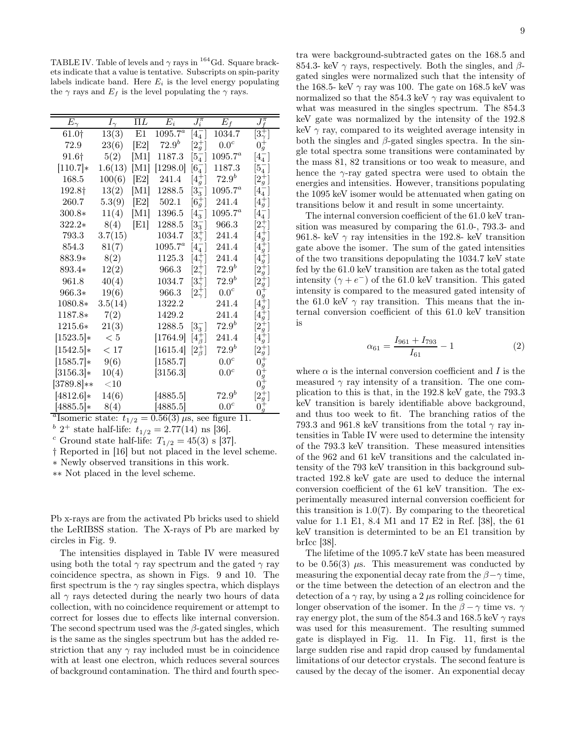TABLE IV. Table of levels and $\gamma$ rays in $^{164}$Gd. Square brackets indicate that a value is tentative. Subscripts on spin-parity labels indicate band. Here $E_i$ is the level energy populating the $\gamma$ rays and $E_f$ is the level populating the $\gamma$ rays.

| $E_\gamma$ | $I_\gamma$ | $\Pi L$ | $E_i$ | $J_i^\pi$ | $E_f$ | $J_f^\pi$ |
|---|---|---|---|---|---|---|
| 61.0† | 13(3) | E1 | 1095.7$^a$ | $[4_4^-]$ | 1034.7 | $[3_\gamma^+]$ |
| 72.9 | 23(6) | [E2] | 72.9$^b$ | $[2_g^+]$ | 0.0$^c$ | $0_g^+$ |
| 91.6† | 5(2) | [M1] | 1187.3 | $[5_4^-]$ | 1095.7$^a$ | $[4_4^-]$ |
| [110.7]* | 1.6(13) | [M1] | [1298.0] | $[6_4^-]$ | 1187.3 | $[5_4^-]$ |
| 168.5 | 100(6) | [E2] | 241.4 | $[4_g^+]$ | 72.9$^b$ | $[2_g^+]$ |
| 192.8† | 13(2) | [M1] | 1288.5 | $[3_3^-]$ | 1095.7$^a$ | $[4_4^-]$ |
| 260.7 | 5.3(9) | [E2] | 502.1 | $[6_g^+]$ | 241.4 | $[4_g^+]$ |
| 300.8* | 11(4) | [M1] | 1396.5 | $[4_3^-]$ | 1095.7$^a$ | $[4_4^-]$ |
| 322.2* | 8(4) | [E1] | 1288.5 | $[3_3^-]$ | 966.3 | $[2_\gamma^+]$ |
| 793.3 | 3.7(15) | | 1034.7 | $[3_\gamma^+]$ | 241.4 | $[4_g^+]$ |
| 854.3 | 81(7) | | 1095.7$^a$ | $[4_4^-]$ | 241.4 | $[4_g^+]$ |
| 883.9* | 8(2) | | 1125.3 | $[4_\gamma^+]$ | 241.4 | $[4_g^+]$ |
| 893.4* | 12(2) | | 966.3 | $[2_\gamma^+]$ | 72.9$^b$ | $[2_g^+]$ |
| 961.8 | 40(4) | | 1034.7 | $[3_\gamma^+]$ | 72.9$^b$ | $[2_g^+]$ |
| 966.3* | 19(6) | | 966.3 | $[2_\gamma^+]$ | 0.0$^c$ | $0_g^+$ |
| 1080.8* | 3.5(14) | | 1322.2 | | 241.4 | $[4_g^+]$ |
| 1187.8* | 7(2) | | 1429.2 | | 241.4 | $[4_g^+]$ |
| 1215.6* | 21(3) | | 1288.5 | $[3_3^-]$ | 72.9$^b$ | $[2_g^+]$ |
| [1523.5]* | < 5 | | [1764.9] | $[4_\beta^+]$ | 241.4 | $[4_g^+]$ |
| [1542.5]* | < 17 | | [1615.4] | $[2_\beta^+]$ | 72.9$^b$ | $[2_g^+]$ |
| [1585.7]* | 9(6) | | [1585.7] | | 0.0$^c$ | $0_g^+$ |
| [3156.3]* | 10(4) | | [3156.3] | | 0.0$^c$ | $0_g^+$ |
| [3789.8]** | <10 | | | | | $0_g^+$ |
| [4812.6]* | 14(6) | | [4885.5] | | 72.9$^b$ | $[2_g^+]$ |
| [4885.5]* | 8(4) | | [4885.5] | | 0.0$^c$ | $0_g^+$ |

$^a$Isomeric state: $t_{1/2} = 0.56(3)$ $\mu$s, see figure 11.
$^b$ 2$^+$ state half-life: $t_{1/2} = 2.77(14)$ ns [36].
$^c$ Ground state half-life: $T_{1/2} = 45(3)$ s [37].
† Reported in [16] but not placed in the level scheme.
* Newly observed transitions in this work.
** Not placed in the level scheme.

Pb x-rays are from the activated Pb bricks used to shield the LeRIBSS station. The X-rays of Pb are marked by circles in Fig. 9.

The intensities displayed in Table IV were measured using both the total $\gamma$ ray spectrum and the gated $\gamma$ ray coincidence spectra, as shown in Figs. 9 and 10. The first spectrum is the $\gamma$ ray singles spectra, which displays all $\gamma$ rays detected during the nearly two hours of data collection, with no coincidence requirement or attempt to correct for losses due to effects like internal conversion. The second spectrum used was the $\beta$-gated singles, which is the same as the singles spectrum but has the added restriction that any $\gamma$ ray included must be in coincidence with at least one electron, which reduces several sources of background contamination. The third and fourth spectra were background-subtracted gates on the 168.5 and 854.3- keV $\gamma$ rays, respectively. Both the singles, and $\beta$-gated singles were normalized such that the intensity of the 168.5- keV $\gamma$ ray was 100. The gate on 168.5 keV was normalized so that the 854.3 keV $\gamma$ ray was equivalent to what was measured in the singles spectrum. The 854.3 keV gate was normalized by the intensity of the 192.8 keV $\gamma$ ray, compared to its weighted average intensity in both the singles and $\beta$-gated singles spectra. In the single total spectra some transitions were contaminated by the mass 81, 82 transitions or too weak to measure, and hence the $\gamma$-ray gated spectra were used to obtain the energies and intensities. However, transitions populating the 1095 keV isomer would be attenuated when gating on transitions below it and result in some uncertainty.

The internal conversion coefficient of the 61.0 keV transition was measured by comparing the 61.0-, 793.3- and 961.8- keV $\gamma$ ray intensities in the 192.8- keV transition gate above the isomer. The sum of the gated intensities of the two transitions depopulating the 1034.7 keV state fed by the 61.0 keV transition are taken as the total gated intensity ($\gamma + e^-$) of the 61.0 keV transition. This gated intensity is compared to the measured gated intensity of the 61.0 keV $\gamma$ ray transition. This means that the internal conversion coefficient of this 61.0 keV transition is

$$\alpha_{61} = \frac{I_{961} + I_{793}}{I_{61}} - 1 \quad (2)$$

where $\alpha$ is the internal conversion coefficient and $I$ is the measured $\gamma$ ray intensity of a transition. The one complication to this is that, in the 192.8 keV gate, the 793.3 keV transition is barely identifiable above background, and thus too week to fit. The branching ratios of the 793.3 and 961.8 keV transitions from the total $\gamma$ ray intensities in Table IV were used to determine the intensity of the 793.3 keV transition. These measured intensities of the 962 and 61 keV transitions and the calculated intensity of the 793 keV transition in this background subtracted 192.8 keV gate are used to deduce the internal conversion coefficient of the 61 keV transition. The experimentally measured internal conversion coefficient for this transition is 1.0(7). By comparing to the theoretical value for 1.1 E1, 8.4 M1 and 17 E2 in Ref. [38], the 61 keV transition is determinted to be an E1 transition by brIcc [38].

The lifetime of the 1095.7 keV state has been measured to be 0.56(3) $\mu$s. This measurement was conducted by measuring the exponential decay rate from the $\beta-\gamma$ time, or the time between the detection of an electron and the detection of a $\gamma$ ray, by using a 2 $\mu$s rolling coincidence for longer observation of the isomer. In the $\beta-\gamma$ time vs. $\gamma$ ray energy plot, the sum of the 854.3 and 168.5 keV $\gamma$ rays was used for this measurement. The resulting summed gate is displayed in Fig. 11. In Fig. 11, first is the large sudden rise and rapid drop caused by fundamental limitations of our detector crystals. The second feature is caused by the decay of the isomer. An exponential decay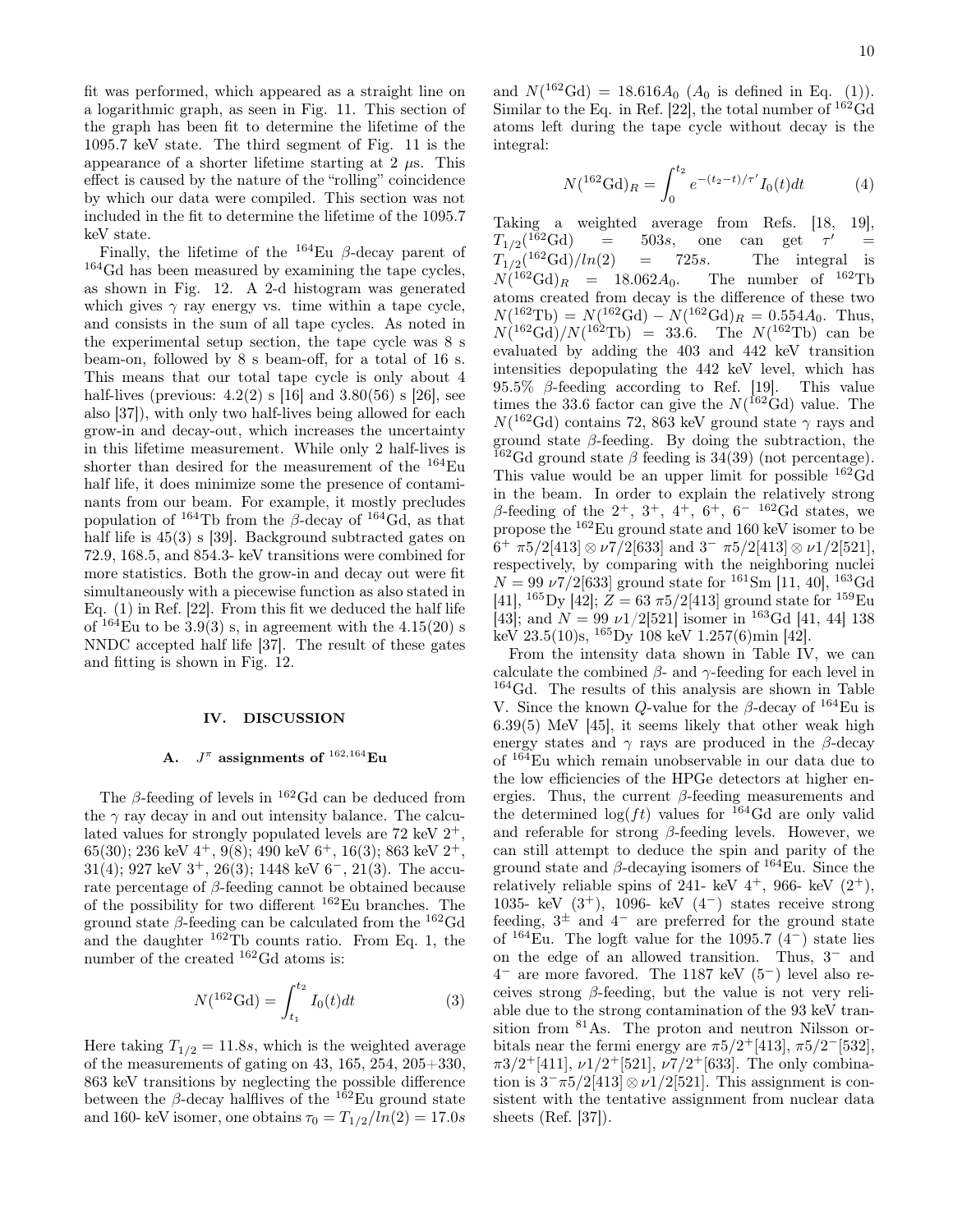fit was performed, which appeared as a straight line on a logarithmic graph, as seen in Fig. 11. This section of the graph has been fit to determine the lifetime of the 1095.7 keV state. The third segment of Fig. 11 is the appearance of a shorter lifetime starting at 2 $\mu$s. This effect is caused by the nature of the "rolling" coincidence by which our data were compiled. This section was not included in the fit to determine the lifetime of the 1095.7 keV state.

Finally, the lifetime of the $^{164}$Eu $\beta$-decay parent of $^{164}$Gd has been measured by examining the tape cycles, as shown in Fig. 12. A 2-d histogram was generated which gives $\gamma$ ray energy vs. time within a tape cycle, and consists in the sum of all tape cycles. As noted in the experimental setup section, the tape cycle was 8 s beam-on, followed by 8 s beam-off, for a total of 16 s. This means that our total tape cycle is only about 4 half-lives (previous: 4.2(2) s [16] and 3.80(56) s [26], see also [37]), with only two half-lives being allowed for each grow-in and decay-out, which increases the uncertainty in this lifetime measurement. While only 2 half-lives is shorter than desired for the measurement of the $^{164}$Eu half life, it does minimize some the presence of contaminants from our beam. For example, it mostly precludes population of $^{164}$Tb from the $\beta$-decay of $^{164}$Gd, as that half life is 45(3) s [39]. Background subtracted gates on 72.9, 168.5, and 854.3- keV transitions were combined for more statistics. Both the grow-in and decay out were fit simultaneously with a piecewise function as also stated in Eq. (1) in Ref. [22]. From this fit we deduced the half life of $^{164}$Eu to be 3.9(3) s, in agreement with the 4.15(20) s NNDC accepted half life [37]. The result of these gates and fitting is shown in Fig. 12.

## IV. DISCUSSION

### A. $J^{\pi}$ assignments of $^{162,164}$Eu

The $\beta$-feeding of levels in $^{162}$Gd can be deduced from the $\gamma$ ray decay in and out intensity balance. The calculated values for strongly populated levels are 72 keV $2^+$, 65(30); 236 keV $4^+$, 9(8); 490 keV $6^+$, 16(3); 863 keV $2^+$, 31(4); 927 keV $3^+$, 26(3); 1448 keV $6^-$, 21(3). The accurate percentage of $\beta$-feeding cannot be obtained because of the possibility for two different $^{162}$Eu branches. The ground state $\beta$-feeding can be calculated from the $^{162}$Gd and the daughter $^{162}$Tb counts ratio. From Eq. 1, the number of the created $^{162}$Gd atoms is:

$$N(^{162}\text{Gd}) = \int_{t_1}^{t_2} I_0(t)dt \tag{3}$$

Here taking $T_{1/2} = 11.8s$, which is the weighted average of the measurements of gating on 43, 165, 254, 205+330, 863 keV transitions by neglecting the possible difference between the $\beta$-decay halflives of the $^{162}$Eu ground state and 160- keV isomer, one obtains $\tau_0 = T_{1/2}/ln(2) = 17.0s$ and $N(^{162}\text{Gd}) = 18.616A_0$ ($A_0$ is defined in Eq. (1)). Similar to the Eq. in Ref. [22], the total number of $^{162}$Gd atoms left during the tape cycle without decay is the integral:

$$N(^{162}\text{Gd})_R = \int_{0}^{t_2} e^{-(t_2-t)/\tau'} I_0(t)dt \tag{4}$$

Taking a weighted average from Refs. [18, 19], $T_{1/2}(^{162}\text{Gd}) = 503s$, one can get $\tau' = T_{1/2}(^{162}\text{Gd})/ln(2) = 725s$. The integral is $N(^{162}\text{Gd})_R = 18.062A_0$. The number of $^{162}$Tb atoms created from decay is the difference of these two $N(^{162}\text{Tb}) = N(^{162}\text{Gd}) - N(^{162}\text{Gd})_R = 0.554A_0$. Thus, $N(^{162}\text{Gd})/N(^{162}\text{Tb}) = 33.6$. The $N(^{162}\text{Tb})$ can be evaluated by adding the 403 and 442 keV transition intensities depopulating the 442 keV level, which has 95.5% $\beta$-feeding according to Ref. [19]. This value times the 33.6 factor can give the $N(^{162}\text{Gd})$ value. The $N(^{162}\text{Gd})$ contains 72, 863 keV ground state $\gamma$ rays and ground state $\beta$-feeding. By doing the subtraction, the $^{162}$Gd ground state $\beta$ feeding is 34(39) (not percentage). This value would be an upper limit for possible $^{162}$Gd in the beam. In order to explain the relatively strong $\beta$-feeding of the $2^+$, $3^+$, $4^+$, $6^+$, $6^-$ $^{162}$Gd states, we propose the $^{162}$Eu ground state and 160 keV isomer to be $6^+$ $\pi5/2[413] \otimes \nu7/2[633]$ and $3^-$ $\pi5/2[413] \otimes \nu1/2[521]$, respectively, by comparing with the neighboring nuclei $N = 99$ $\nu7/2[633]$ ground state for $^{161}$Sm [11, 40], $^{163}$Gd [41], $^{165}$Dy [42]; $Z = 63$ $\pi5/2[413]$ ground state for $^{159}$Eu [43]; and $N = 99$ $\nu1/2[521]$ isomer in $^{163}$Gd [41, 44] 138 keV 23.5(10)s, $^{165}$Dy 108 keV 1.257(6)min [42].

From the intensity data shown in Table IV, we can calculate the combined $\beta$- and $\gamma$-feeding for each level in $^{164}$Gd. The results of this analysis are shown in Table V. Since the known $Q$-value for the $\beta$-decay of $^{164}$Eu is 6.39(5) MeV [45], it seems likely that other weak high energy states and $\gamma$ rays are produced in the $\beta$-decay of $^{164}$Eu which remain unobservable in our data due to the low efficiencies of the HPGe detectors at higher energies. Thus, the current $\beta$-feeding measurements and the determined $\log(ft)$ values for $^{164}$Gd are only valid and referable for strong $\beta$-feeding levels. However, we can still attempt to deduce the spin and parity of the ground state and $\beta$-decaying isomers of $^{164}$Eu. Since the relatively reliable spins of 241- keV $4^+$, 966- keV $(2^+)$, 1035- keV $(3^+)$, 1096- keV $(4^-)$ states receive strong feeding, $3^{\pm}$ and $4^-$ are preferred for the ground state of $^{164}$Eu. The logft value for the 1095.7 $(4^-)$ state lies on the edge of an allowed transition. Thus, $3^-$ and $4^-$ are more favored. The 1187 keV $(5^-)$ level also receives strong $\beta$-feeding, but the value is not very reliable due to the strong contamination of the 93 keV transition from $^{81}$As. The proton and neutron Nilsson orbitals near the fermi energy are $\pi5/2^+[413]$, $\pi5/2^-[532]$, $\pi3/2^+[411]$, $\nu1/2^+[521]$, $\nu7/2^+[633]$. The only combination is $3^-\pi5/2[413] \otimes \nu1/2[521]$. This assignment is consistent with the tentative assignment from nuclear data sheets (Ref. [37]).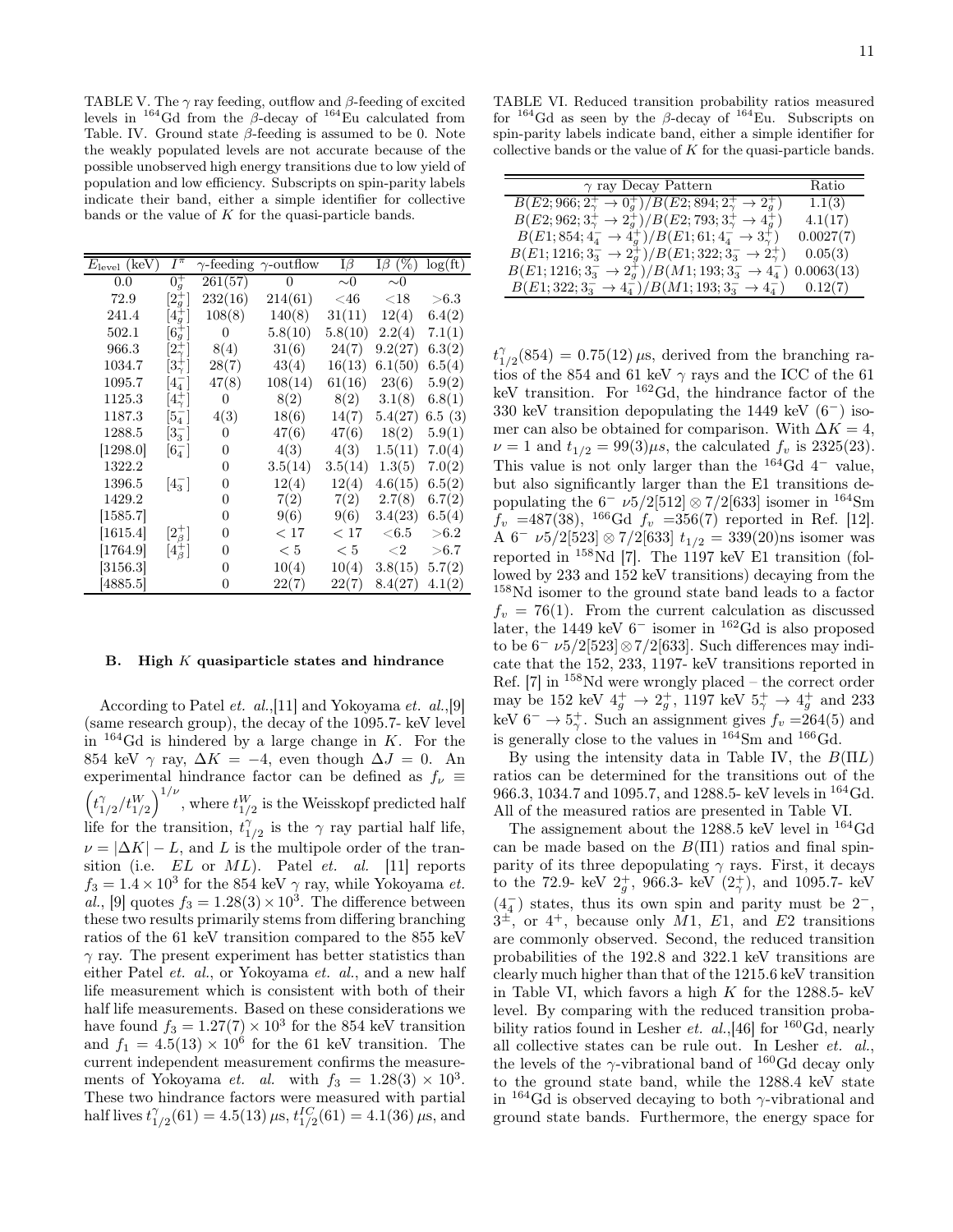TABLE V. The $\gamma$ ray feeding, outflow and $\beta$-feeding of excited levels in $^{164}$Gd from the $\beta$-decay of $^{164}$Eu calculated from Table. IV. Ground state $\beta$-feeding is assumed to be 0. Note the weakly populated levels are not accurate because of the possible unobserved high energy transitions due to low yield of population and low efficiency. Subscripts on spin-parity labels indicate their band, either a simple identifier for collective bands or the value of $K$ for the quasi-particle bands.

| $E_{\rm level}$ (keV) | $I^\pi$ | $\gamma$-feeding | $\gamma$-outflow | I$\beta$ | I$\beta$ (%) | log(ft) |
|---|---|---|---|---|---|---|
| 0.0 | $0^+_g$ | 261(57) | 0 | ~0 | ~0 | |
| 72.9 | $[2^+_g]$ | 232(16) | 214(61) | <46 | <18 | >6.3 |
| 241.4 | $[4^+_g]$ | 108(8) | 140(8) | 31(11) | 12(4) | 6.4(2) |
| 502.1 | $[6^+_g]$ | 0 | 5.8(10) | 5.8(10) | 2.2(4) | 7.1(1) |
| 966.3 | $[2^+_\gamma]$ | 8(4) | 31(6) | 24(7) | 9.2(27) | 6.3(2) |
| 1034.7 | $[3^+_\gamma]$ | 28(7) | 43(4) | 16(13) | 6.1(50) | 6.5(4) |
| 1095.7 | $[4^-_4]$ | 47(8) | 108(14) | 61(16) | 23(6) | 5.9(2) |
| 1125.3 | $[4^+_\gamma]$ | 0 | 8(2) | 8(2) | 3.1(8) | 6.8(1) |
| 1187.3 | $[5^-_4]$ | 4(3) | 18(6) | 14(7) | 5.4(27) | 6.5 (3) |
| 1288.5 | $[3^-_3]$ | 0 | 47(6) | 47(6) | 18(2) | 5.9(1) |
| [1298.0] | $[6^-_4]$ | 0 | 4(3) | 4(3) | 1.5(11) | 7.0(4) |
| 1322.2 | | 0 | 3.5(14) | 3.5(14) | 1.3(5) | 7.0(2) |
| 1396.5 | $[4^-_3]$ | 0 | 12(4) | 12(4) | 4.6(15) | 6.5(2) |
| 1429.2 | | 0 | 7(2) | 7(2) | 2.7(8) | 6.7(2) |
| [1585.7] | | 0 | 9(6) | 9(6) | 3.4(23) | 6.5(4) |
| [1615.4] | $[2^+_\beta]$ | 0 | < 17 | < 17 | <6.5 | >6.2 |
| [1764.9] | $[4^+_\beta]$ | 0 | < 5 | < 5 | <2 | >6.7 |
| [3156.3] | | 0 | 10(4) | 10(4) | 3.8(15) | 5.7(2) |
| [4885.5] | | 0 | 22(7) | 22(7) | 8.4(27) | 4.1(2) |

## B. High $K$ quasiparticle states and hindrance

According to Patel *et. al.*,[11] and Yokoyama *et. al.*,[9] (same research group), the decay of the 1095.7- keV level in $^{164}$Gd is hindered by a large change in $K$. For the 854 keV $\gamma$ ray, $\Delta K = -4$, even though $\Delta J = 0$. An experimental hindrance factor can be defined as $f_\nu \equiv \left(t^\gamma_{1/2}/t^W_{1/2}\right)^{1/\nu}$, where $t^W_{1/2}$ is the Weisskopf predicted half life for the transition, $t^\gamma_{1/2}$ is the $\gamma$ ray partial half life, $\nu = |\Delta K| - L$, and $L$ is the multipole order of the transition (i.e. $EL$ or $ML$). Patel *et. al.* [11] reports $f_3 = 1.4 \times 10^3$ for the 854 keV $\gamma$ ray, while Yokoyama *et. al.*, [9] quotes $f_3 = 1.28(3) \times 10^3$. The difference between these two results primarily stems from differing branching ratios of the 61 keV transition compared to the 855 keV $\gamma$ ray. The present experiment has better statistics than either Patel *et. al.*, or Yokoyama *et. al.*, and a new half life measurement which is consistent with both of their half life measurements. Based on these considerations we have found $f_3 = 1.27(7) \times 10^3$ for the 854 keV transition and $f_1 = 4.5(13) \times 10^6$ for the 61 keV transition. The current independent measurement confirms the measurements of Yokoyama *et. al.* with $f_3 = 1.28(3) \times 10^3$. These two hindrance factors were measured with partial half lives $t^\gamma_{1/2}(61) = 4.5(13)\,\mu$s, $t^{IC}_{1/2}(61) = 4.1(36)\,\mu$s, and $t^\gamma_{1/2}(854) = 0.75(12)\,\mu$s, derived from the branching ratios of the 854 and 61 keV $\gamma$ rays and the ICC of the 61 keV transition. For $^{162}$Gd, the hindrance factor of the 330 keV transition depopulating the 1449 keV ($6^-$) isomer can also be obtained for comparison. With $\Delta K = 4$, $\nu = 1$ and $t_{1/2} = 99(3)\mu s$, the calculated $f_v$ is 2325(23). This value is not only larger than the $^{164}$Gd $4^-$ value, but also significantly larger than the E1 transitions depopulating the $6^-$ $\nu 5/2[512] \otimes 7/2[633]$ isomer in $^{164}$Sm $f_v$ =487(38), $^{166}$Gd $f_v$ =356(7) reported in Ref. [12]. A $6^-$ $\nu 5/2[523] \otimes 7/2[633]$ $t_{1/2} = 339(20)$ns isomer was reported in $^{158}$Nd [7]. The 1197 keV E1 transition (followed by 233 and 152 keV transitions) decaying from the $^{158}$Nd isomer to the ground state band leads to a factor $f_v$ = 76(1). From the current calculation as discussed later, the 1449 keV $6^-$ isomer in $^{162}$Gd is also proposed to be $6^-$ $\nu 5/2[523] \otimes 7/2[633]$. Such differences may indicate that the 152, 233, 1197- keV transitions reported in Ref. [7] in $^{158}$Nd were wrongly placed – the correct order may be 152 keV $4^+_g \to 2^+_g$, 1197 keV $5^+_\gamma \to 4^+_g$ and 233 keV $6^- \to 5^+_\gamma$. Such an assignment gives $f_v$ =264(5) and is generally close to the values in $^{164}$Sm and $^{166}$Gd.

By using the intensity data in Table IV, the $B(\Pi L)$ ratios can be determined for the transitions out of the 966.3, 1034.7 and 1095.7, and 1288.5- keV levels in $^{164}$Gd. All of the measured ratios are presented in Table VI.

TABLE VI. Reduced transition probability ratios measured for $^{164}$Gd as seen by the $\beta$-decay of $^{164}$Eu. Subscripts on spin-parity labels indicate band, either a simple identifier for collective bands or the value of $K$ for the quasi-particle bands.

| $\gamma$ ray Decay Pattern | Ratio |
|---|---|
| $B(E2; 966; 2^+_\gamma \to 0^+_g)/B(E2; 894; 2^+_\gamma \to 2^+_g)$ | 1.1(3) |
| $B(E2; 962; 3^+_\gamma \to 2^+_g)/B(E2; 793; 3^+_\gamma \to 4^+_g)$ | 4.1(17) |
| $B(E1; 854; 4^-_4 \to 4^+_g)/B(E1; 61; 4^-_4 \to 3^+_\gamma)$ | 0.0027(7) |
| $B(E1; 1216; 3^-_3 \to 2^+_g)/B(E1; 322; 3^-_3 \to 2^+_\gamma)$ | 0.05(3) |
| $B(E1; 1216; 3^-_3 \to 2^+_g)/B(M1; 193; 3^-_3 \to 4^-_4)$ | 0.0063(13) |
| $B(E1; 322; 3^-_3 \to 4^-_4)/B(M1; 193; 3^-_3 \to 4^-_4)$ | 0.12(7) |

The assignement about the 1288.5 keV level in $^{164}$Gd can be made based on the $B(\Pi 1)$ ratios and final spin-parity of its three depopulating $\gamma$ rays. First, it decays to the 72.9- keV $2^+_g$, 966.3- keV ($2^+_\gamma$), and 1095.7- keV ($4^-_4$) states, thus its own spin and parity must be $2^-$, $3^\pm$, or $4^+$, because only $M1$, $E1$, and $E2$ transitions are commonly observed. Second, the reduced transition probabilities of the 192.8 and 322.1 keV transitions are clearly much higher than that of the 1215.6 keV transition in Table VI, which favors a high $K$ for the 1288.5- keV level. By comparing with the reduced transition probability ratios found in Lesher *et. al.*,[46] for $^{160}$Gd, nearly all collective states can be rule out. In Lesher *et. al.*, the levels of the $\gamma$-vibrational band of $^{160}$Gd decay only to the ground state band, while the 1288.4 keV state in $^{164}$Gd is observed decaying to both $\gamma$-vibrational and ground state bands. Furthermore, the energy space for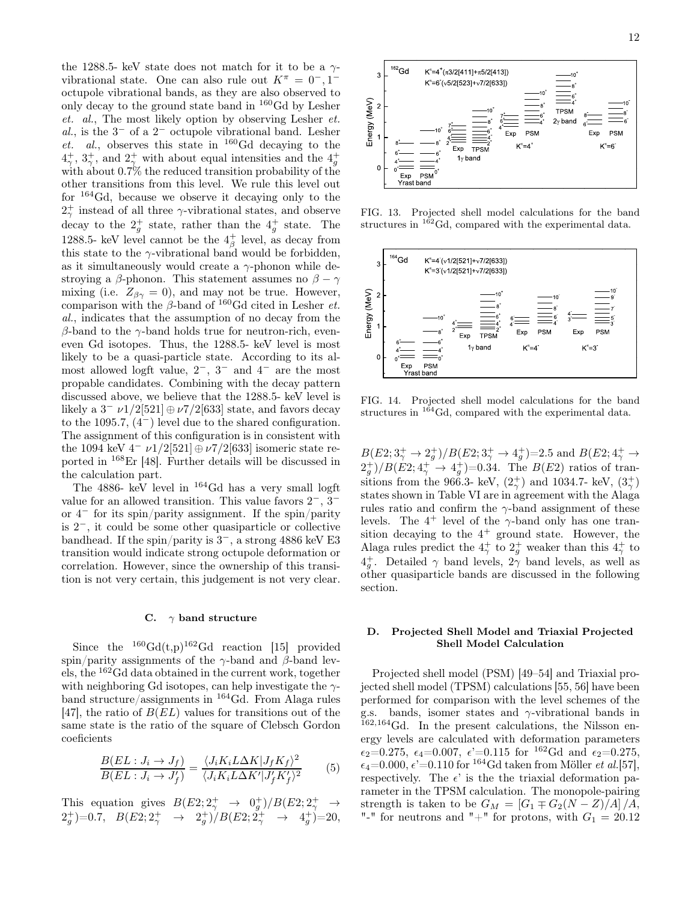the 1288.5- keV state does not match for it to be a $\gamma$-vibrational state. One can also rule out $K^{\pi} = 0^-, 1^-$ octupole vibrational bands, as they are also observed to only decay to the ground state band in $^{160}$Gd by Lesher *et. al.*, The most likely option by observing Lesher *et. al.*, is the $3^-$ of a $2^-$ octupole vibrational band. Lesher *et. al.*, observes this state in $^{160}$Gd decaying to the $4^+_\gamma$, $3^+_\gamma$, and $2^+_\gamma$ with about equal intensities and the $4^+_g$ with about 0.7% the reduced transition probability of the other transitions from this level. We rule this level out for $^{164}$Gd, because we observe it decaying only to the $2^+_\gamma$ instead of all three $\gamma$-vibrational states, and observe decay to the $2^+_g$ state, rather than the $4^+_g$ state. The 1288.5- keV level cannot be the $4^+_\beta$ level, as decay from this state to the $\gamma$-vibrational band would be forbidden, as it simultaneously would create a $\gamma$-phonon while destroying a $\beta$-phonon. This statement assumes no $\beta-\gamma$ mixing (i.e. $Z_{\beta\gamma}=0$), and may not be true. However, comparison with the $\beta$-band of $^{160}$Gd cited in Lesher *et. al.*, indicates that the assumption of no decay from the $\beta$-band to the $\gamma$-band holds true for neutron-rich, even-even Gd isotopes. Thus, the 1288.5- keV level is most likely to be a quasi-particle state. According to its almost allowed logft value, $2^-$, $3^-$ and $4^-$ are the most propable candidates. Combining with the decay pattern discussed above, we believe that the 1288.5- keV level is likely a $3^-$ $\nu 1/2[521] \oplus \nu 7/2[633]$ state, and favors decay to the 1095.7, ($4^-$) level due to the shared configuration. The assignment of this configuration is in consistent with the 1094 keV $4^-$ $\nu 1/2[521] \oplus \nu 7/2[633]$ isomeric state reported in $^{168}$Er [48]. Further details will be discussed in the calculation part.

The 4886- keV level in $^{164}$Gd has a very small logft value for an allowed transition. This value favors $2^-$, $3^-$ or $4^-$ for its spin/parity assignment. If the spin/parity is $2^-$, it could be some other quasiparticle or collective bandhead. If the spin/parity is $3^-$, a strong 4886 keV E3 transition would indicate strong octupole deformation or correlation. However, since the ownership of this transition is not very certain, this judgement is not very clear.

### C. $\gamma$ band structure

Since the $^{160}$Gd(t,p)$^{162}$Gd reaction [15] provided spin/parity assignments of the $\gamma$-band and $\beta$-band levels, the $^{162}$Gd data obtained in the current work, together with neighboring Gd isotopes, can help investigate the $\gamma$-band structure/assignments in $^{164}$Gd. From Alaga rules [47], the ratio of $B(EL)$ values for transitions out of the same state is the ratio of the square of Clebsch Gordon coeficients

$$\frac{B(EL: J_i \rightarrow J_f)}{B(EL: J_i \rightarrow J_f')} = \frac{\langle J_i K_i L \Delta K | J_f K_f \rangle^2}{\langle J_i K_i L \Delta K' | J_f' K_f' \rangle^2} \tag{5}$$

This equation gives $B(E2; 2^+_\gamma \rightarrow 0^+_g)/B(E2; 2^+_\gamma \rightarrow 2^+_g)$=0.7, $B(E2; 2^+_\gamma \rightarrow 2^+_g)/B(E2; 2^+_\gamma \rightarrow 4^+_g)$=20,

FIG. 13. Projected shell model calculations for the band structures in $^{162}$Gd, compared with the experimental data.

FIG. 14. Projected shell model calculations for the band structures in $^{164}$Gd, compared with the experimental data.

$B(E2; 3^+_\gamma \rightarrow 2^+_g)/B(E2; 3^+_\gamma \rightarrow 4^+_g)$=2.5 and $B(E2; 4^+_\gamma \rightarrow 2^+_g)/B(E2; 4^+_\gamma \rightarrow 4^+_g)$=0.34. The $B(E2)$ ratios of transitions from the 966.3- keV, ($2^+_\gamma$) and 1034.7- keV, ($3^+_\gamma$) states shown in Table VI are in agreement with the Alaga rules ratio and confirm the $\gamma$-band assignment of these levels. The $4^+$ level of the $\gamma$-band only has one transition decaying to the $4^+$ ground state. However, the Alaga rules predict the $4^+_\gamma$ to $2^+_g$ weaker than this $4^+_\gamma$ to $4^+_g$. Detailed $\gamma$ band levels, $2\gamma$ band levels, as well as other quasiparticle bands are discussed in the following section.

### D. Projected Shell Model and Triaxial Projected Shell Model Calculation

Projected shell model (PSM) [49–54] and Triaxial projected shell model (TPSM) calculations [55, 56] have been performed for comparison with the level schemes of the g.s. bands, isomer states and $\gamma$-vibrational bands in $^{162,164}$Gd. In the present calculations, the Nilsson energy levels are calculated with deformation parameters $\epsilon_2$=0.275, $\epsilon_4$=0.007, $\epsilon'$=0.115 for $^{162}$Gd and $\epsilon_2$=0.275, $\epsilon_4$=0.000, $\epsilon'$=0.110 for $^{164}$Gd taken from Möller *et al.*[57], respectively. The $\epsilon'$ is the the triaxial deformation parameter in the TPSM calculation. The monopole-pairing strength is taken to be $G_M = [G_1 \mp G_2(N-Z)/A]/A$, "-" for neutrons and "+" for protons, with $G_1$ = 20.12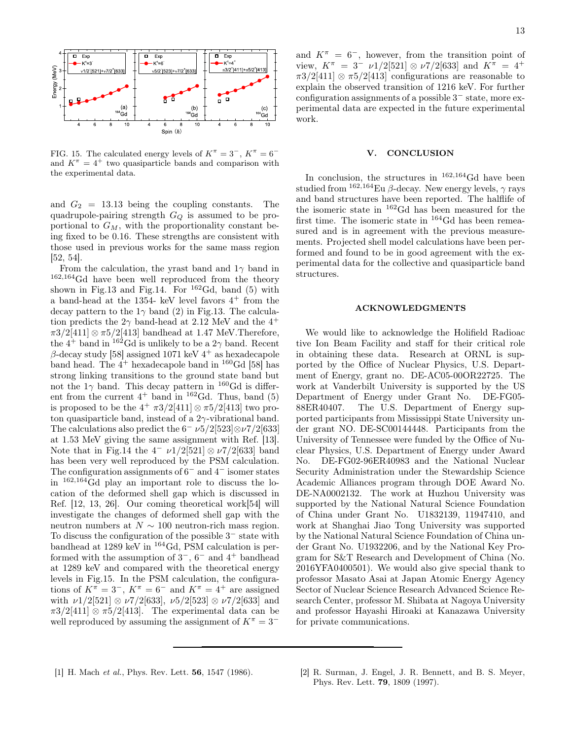FIG. 15. The calculated energy levels of $K^{\pi} = 3^{-}$, $K^{\pi} = 6^{-}$ and $K^{\pi} = 4^{+}$ two quasiparticle bands and comparison with the experimental data.

and $G_2 = 13.13$ being the coupling constants. The quadrupole-pairing strength $G_Q$ is assumed to be proportional to $G_M$, with the proportionality constant being fixed to be 0.16. These strengths are consistent with those used in previous works for the same mass region [52, 54].

From the calculation, the yrast band and $1\gamma$ band in $^{162,164}$Gd have been well reproduced from the theory shown in Fig.13 and Fig.14. For $^{162}$Gd, band (5) with a band-head at the 1354- keV level favors $4^{+}$ from the decay pattern to the $1\gamma$ band (2) in Fig.13. The calculation predicts the $2\gamma$ band-head at 2.12 MeV and the $4^{+}$ $\pi 3/2[411] \otimes \pi 5/2[413]$ bandhead at 1.47 MeV.Therefore, the $4^{+}$ band in $^{162}$Gd is unlikely to be a $2\gamma$ band. Recent $\beta$-decay study [58] assigned 1071 keV $4^{+}$ as hexadecapole band head. The $4^{+}$ hexadecapole band in $^{160}$Gd [58] has strong linking transitions to the ground state band but not the $1\gamma$ band. This decay pattern in $^{160}$Gd is different from the current $4^{+}$ band in $^{162}$Gd. Thus, band (5) is proposed to be the $4^{+}$ $\pi 3/2[411] \otimes \pi 5/2[413]$ two proton quasiparticle band, instead of a $2\gamma$-vibrational band. The calculations also predict the $6^{-}$ $\nu 5/2[523] \otimes \nu 7/2[633]$ at 1.53 MeV giving the same assignment with Ref. [13]. Note that in Fig.14 the $4^{-}$ $\nu 1/2[521] \otimes \nu 7/2[633]$ band has been very well reproduced by the PSM calculation. The configuration assignments of $6^{-}$ and $4^{-}$ isomer states in $^{162,164}$Gd play an important role to discuss the location of the deformed shell gap which is discussed in Ref. [12, 13, 26]. Our coming theoretical work[54] will investigate the changes of deformed shell gap with the neutron numbers at $N \sim 100$ neutron-rich mass region. To discuss the configuration of the possible $3^{-}$ state with bandhead at 1289 keV in $^{164}$Gd, PSM calculation is performed with the assumption of $3^{-}$, $6^{-}$ and $4^{+}$ bandhead at 1289 keV and compared with the theoretical energy levels in Fig.15. In the PSM calculation, the configurations of $K^{\pi} = 3^{-}$, $K^{\pi} = 6^{-}$ and $K^{\pi} = 4^{+}$ are assigned with $\nu 1/2[521] \otimes \nu 7/2[633]$, $\nu 5/2[523] \otimes \nu 7/2[633]$ and $\pi 3/2[411] \otimes \pi 5/2[413]$. The experimental data can be well reproduced by assuming the assignment of $K^{\pi} = 3^{-}$ and $K^{\pi} = 6^{-}$, however, from the transition point of view, $K^{\pi} = 3^{-}$ $\nu 1/2[521] \otimes \nu 7/2[633]$ and $K^{\pi} = 4^{+}$ $\pi 3/2[411] \otimes \pi 5/2[413]$ configurations are reasonable to explain the observed transition of 1216 keV. For further configuration assignments of a possible $3^{-}$ state, more experimental data are expected in the future experimental work.

## V. CONCLUSION

In conclusion, the structures in $^{162,164}$Gd have been studied from $^{162,164}$Eu $\beta$-decay. New energy levels, $\gamma$ rays and band structures have been reported. The halflife of the isomeric state in $^{162}$Gd has been measured for the first time. The isomeric state in $^{164}$Gd has been remeasured and is in agreement with the previous measurements. Projected shell model calculations have been performed and found to be in good agreement with the experimental data for the collective and quasiparticle band structures.

## ACKNOWLEDGMENTS

We would like to acknowledge the Holifield Radioactive Ion Beam Facility and staff for their critical role in obtaining these data. Research at ORNL is supported by the Office of Nuclear Physics, U.S. Department of Energy, grant no. DE-AC05-00OR22725. The work at Vanderbilt University is supported by the US Department of Energy under Grant No. DE-FG05-88ER40407. The U.S. Department of Energy supported participants from Mississippi State University under grant NO. DE-SC00144448. Participants from the University of Tennessee were funded by the Office of Nuclear Physics, U.S. Department of Energy under Award No. DE-FG02-96ER40983 and the National Nuclear Security Administration under the Stewardship Science Academic Alliances program through DOE Award No. DE-NA0002132. The work at Huzhou University was supported by the National Natural Science Foundation of China under Grant No. U1832139, 11947410, and work at Shanghai Jiao Tong University was supported by the National Natural Science Foundation of China under Grant No. U1932206, and by the National Key Program for S&T Research and Development of China (No. 2016YFA0400501). We would also give special thank to professor Masato Asai at Japan Atomic Energy Agency Sector of Nuclear Science Research Advanced Science Research Center, professor M. Shibata at Nagoya University and professor Hayashi Hiroaki at Kanazawa University for private communications.

---

[1] H. Mach *et al.*, Phys. Rev. Lett. **56**, 1547 (1986).

[2] R. Surman, J. Engel, J. R. Bennett, and B. S. Meyer, Phys. Rev. Lett. **79**, 1809 (1997).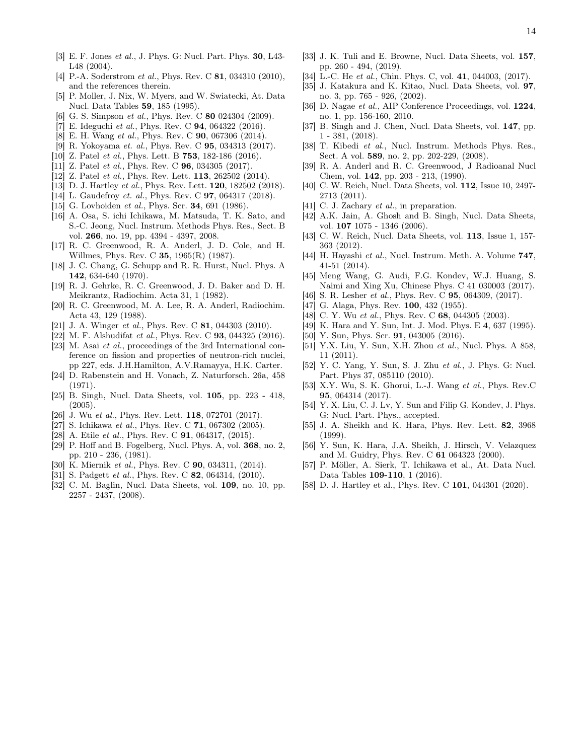[3] E. F. Jones *et al.*, J. Phys. G: Nucl. Part. Phys. **30**, L43-L48 (2004).

[4] P.-A. Soderstrom *et al.*, Phys. Rev. C **81**, 034310 (2010), and the references therein.

[5] P. Moller, J. Nix, W. Myers, and W. Swiatecki, At. Data Nucl. Data Tables **59**, 185 (1995).

[6] G. S. Simpson *et al.*, Phys. Rev. C **80** 024304 (2009).

[7] E. Ideguchi *et al.*, Phys. Rev. C **94**, 064322 (2016).

[8] E. H. Wang *et al.*, Phys. Rev. C **90**, 067306 (2014).

[9] R. Yokoyama *et. al.*, Phys. Rev. C **95**, 034313 (2017).

[10] Z. Patel *et al.*, Phys. Lett. B **753**, 182-186 (2016).

[11] Z. Patel *et al.*, Phys. Rev. C **96**, 034305 (2017).

[12] Z. Patel *et al.*, Phys. Rev. Lett. **113**, 262502 (2014).

[13] D. J. Hartley *et al.*, Phys. Rev. Lett. **120**, 182502 (2018).

[14] L. Gaudefroy *et. al.*, Phys. Rev. C **97**, 064317 (2018).

[15] G. Lovhoiden *et al.*, Phys. Scr. **34**, 691 (1986).

[16] A. Osa, S. ichi Ichikawa, M. Matsuda, T. K. Sato, and S.-C. Jeong, Nucl. Instrum. Methods Phys. Res., Sect. B vol. **266**, no. 19, pp. 4394 - 4397, 2008.

[17] R. C. Greenwood, R. A. Anderl, J. D. Cole, and H. Willmes, Phys. Rev. C **35**, 1965(R) (1987).

[18] J. C. Chang, G. Schupp and R. R. Hurst, Nucl. Phys. A **142**, 634-640 (1970).

[19] R. J. Gehrke, R. C. Greenwood, J. D. Baker and D. H. Meikrantz, Radiochim. Acta 31, 1 (1982).

[20] R. C. Greenwood, M. A. Lee, R. A. Anderl, Radiochim. Acta 43, 129 (1988).

[21] J. A. Winger *et al.*, Phys. Rev. C **81**, 044303 (2010).

[22] M. F. Alshudifat *et al.*, Phys. Rev. C **93**, 044325 (2016).

[23] M. Asai *et al.*, proceedings of the 3rd International conference on fission and properties of neutron-rich nuclei, pp 227, eds. J.H.Hamilton, A.V.Ramayya, H.K. Carter.

[24] D. Rabenstein and H. Vonach, Z. Naturforsch. 26a, 458 (1971).

[25] B. Singh, Nucl. Data Sheets, vol. **105**, pp. 223 - 418, (2005).

[26] J. Wu *et al.*, Phys. Rev. Lett. **118**, 072701 (2017).

[27] S. Ichikawa *et al.*, Phys. Rev. C **71**, 067302 (2005).

[28] A. Etile *et al.*, Phys. Rev. C **91**, 064317, (2015).

[29] P. Hoff and B. Fogelberg, Nucl. Phys. A, vol. **368**, no. 2, pp. 210 - 236, (1981).

[30] K. Miernik *et al.*, Phys. Rev. C **90**, 034311, (2014).

[31] S. Padgett *et al.*, Phys. Rev. C **82**, 064314, (2010).

[32] C. M. Baglin, Nucl. Data Sheets, vol. **109**, no. 10, pp. 2257 - 2437, (2008).

[33] J. K. Tuli and E. Browne, Nucl. Data Sheets, vol. **157**, pp. 260 - 494, (2019).

[34] L.-C. He *et al.*, Chin. Phys. C, vol. **41**, 044003, (2017).

[35] J. Katakura and K. Kitao, Nucl. Data Sheets, vol. **97**, no. 3, pp. 765 - 926, (2002).

[36] D. Nagae *et al.*, AIP Conference Proceedings, vol. **1224**, no. 1, pp. 156-160, 2010.

[37] B. Singh and J. Chen, Nucl. Data Sheets, vol. **147**, pp. 1 - 381, (2018).

[38] T. Kibedi *et al.*, Nucl. Instrum. Methods Phys. Res., Sect. A vol. **589**, no. 2, pp. 202-229, (2008).

[39] R. A. Anderl and R. C. Greenwood, J Radioanal Nucl Chem, vol. **142**, pp. 203 - 213, (1990).

[40] C. W. Reich, Nucl. Data Sheets, vol. **112**, Issue 10, 2497-2713 (2011).

[41] C. J. Zachary *et al.*, in preparation.

[42] A.K. Jain, A. Ghosh and B. Singh, Nucl. Data Sheets, vol. **107** 1075 - 1346 (2006).

[43] C. W. Reich, Nucl. Data Sheets, vol. **113**, Issue 1, 157-363 (2012).

[44] H. Hayashi *et al.*, Nucl. Instrum. Meth. A. Volume **747**, 41-51 (2014).

[45] Meng Wang, G. Audi, F.G. Kondev, W.J. Huang, S. Naimi and Xing Xu, Chinese Phys. C 41 030003 (2017).

[46] S. R. Lesher *et al.*, Phys. Rev. C **95**, 064309, (2017).

[47] G. Alaga, Phys. Rev. **100**, 432 (1955).

[48] C. Y. Wu *et al.*, Phys. Rev. C **68**, 044305 (2003).

[49] K. Hara and Y. Sun, Int. J. Mod. Phys. E **4**, 637 (1995).

[50] Y. Sun, Phys. Scr. **91**, 043005 (2016).

[51] Y.X. Liu, Y. Sun, X.H. Zhou *et al.*, Nucl. Phys. A 858, 11 (2011).

[52] Y. C. Yang, Y. Sun, S. J. Zhu *et al.*, J. Phys. G: Nucl. Part. Phys 37, 085110 (2010).

[53] X.Y. Wu, S. K. Ghorui, L.-J. Wang *et al.*, Phys. Rev.C **95**, 064314 (2017).

[54] Y. X. Liu, C. J. Lv, Y. Sun and Filip G. Kondev, J. Phys. G: Nucl. Part. Phys., accepted.

[55] J. A. Sheikh and K. Hara, Phys. Rev. Lett. **82**, 3968 (1999).

[56] Y. Sun, K. Hara, J.A. Sheikh, J. Hirsch, V. Velazquez and M. Guidry, Phys. Rev. C **61** 064323 (2000).

[57] P. Möller, A. Sierk, T. Ichikawa et al., At. Data Nucl. Data Tables **109-110**, 1 (2016).

[58] D. J. Hartley et al., Phys. Rev. C **101**, 044301 (2020).